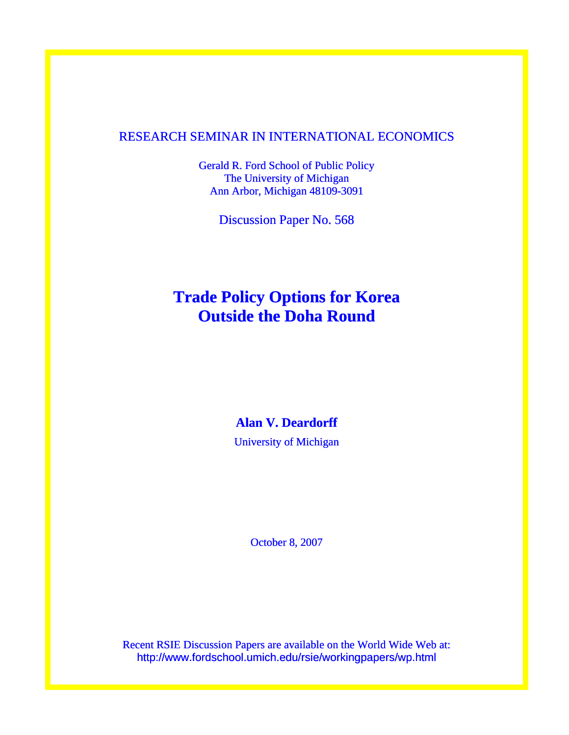RESEARCH SEMINAR IN INTERNATIONAL ECONOMICS

Gerald R. Ford School of Public Policy
The University of Michigan
Ann Arbor, Michigan 48109-3091

Discussion Paper No. 568

# Trade Policy Options for Korea Outside the Doha Round

**Alan V. Deardorff**

University of Michigan

October 8, 2007

Recent RSIE Discussion Papers are available on the World Wide Web at:
http://www.fordschool.umich.edu/rsie/workingpapers/wp.html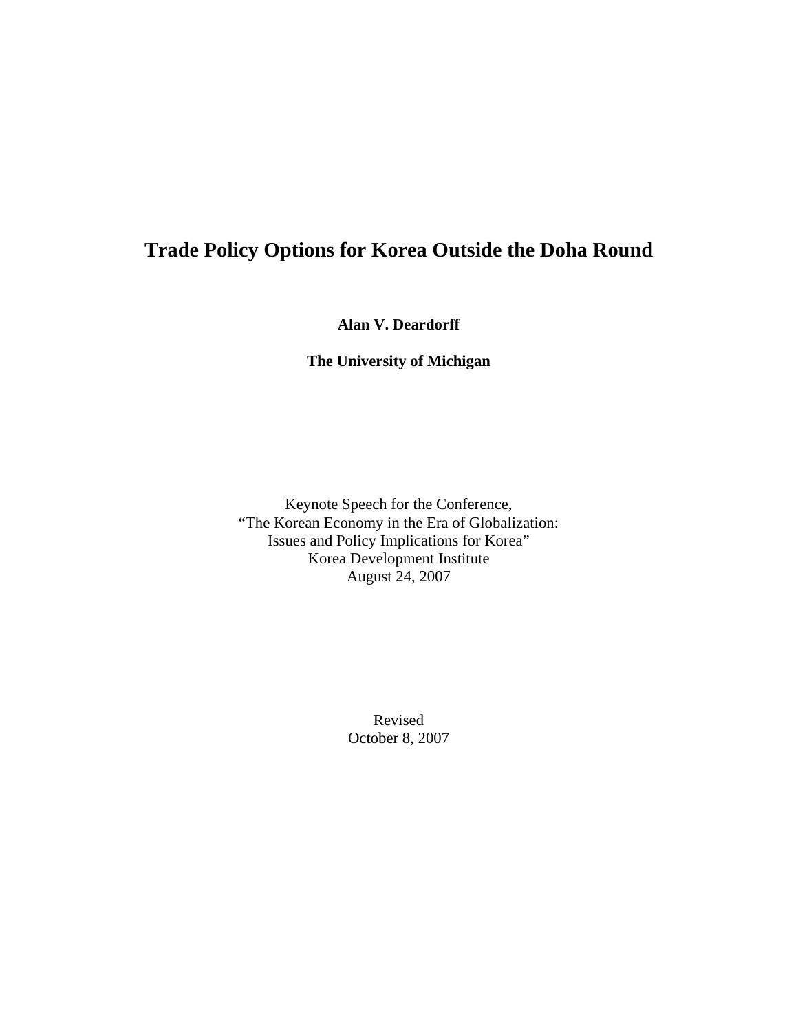# Trade Policy Options for Korea Outside the Doha Round

**Alan V. Deardorff**

**The University of Michigan**

Keynote Speech for the Conference,
"The Korean Economy in the Era of Globalization:
Issues and Policy Implications for Korea"
Korea Development Institute
August 24, 2007

Revised
October 8, 2007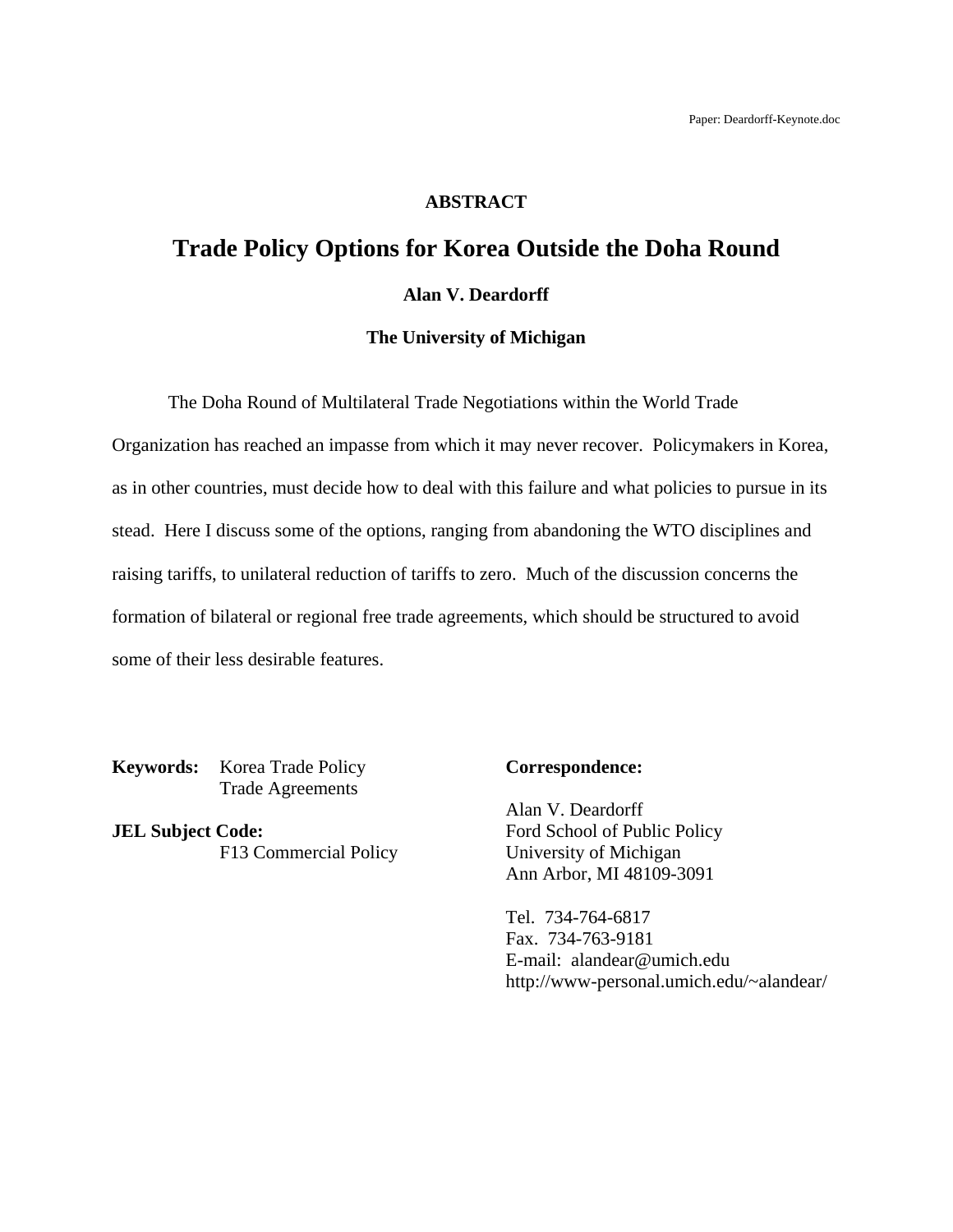Paper: Deardorff-Keynote.doc

**ABSTRACT**

# Trade Policy Options for Korea Outside the Doha Round

**Alan V. Deardorff**

**The University of Michigan**

The Doha Round of Multilateral Trade Negotiations within the World Trade Organization has reached an impasse from which it may never recover. Policymakers in Korea, as in other countries, must decide how to deal with this failure and what policies to pursue in its stead. Here I discuss some of the options, ranging from abandoning the WTO disciplines and raising tariffs, to unilateral reduction of tariffs to zero. Much of the discussion concerns the formation of bilateral or regional free trade agreements, which should be structured to avoid some of their less desirable features.

**Keywords:** Korea Trade Policy
Trade Agreements

**JEL Subject Code:**
F13 Commercial Policy

**Correspondence:**

Alan V. Deardorff
Ford School of Public Policy
University of Michigan
Ann Arbor, MI 48109-3091

Tel. 734-764-6817
Fax. 734-763-9181
E-mail: alandear@umich.edu
http://www-personal.umich.edu/~alandear/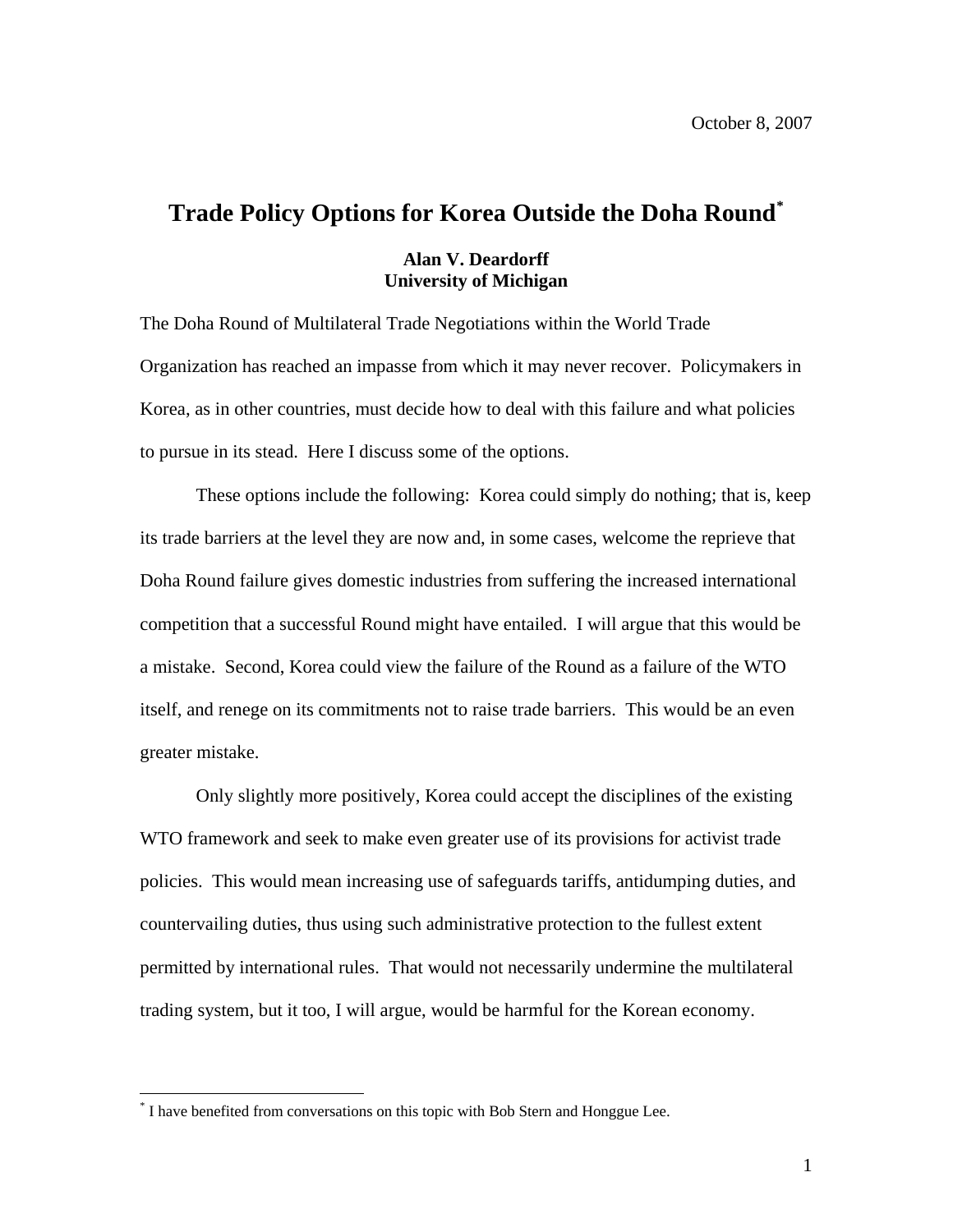October 8, 2007

# Trade Policy Options for Korea Outside the Doha Round*

**Alan V. Deardorff**
**University of Michigan**

The Doha Round of Multilateral Trade Negotiations within the World Trade Organization has reached an impasse from which it may never recover. Policymakers in Korea, as in other countries, must decide how to deal with this failure and what policies to pursue in its stead. Here I discuss some of the options.

These options include the following: Korea could simply do nothing; that is, keep its trade barriers at the level they are now and, in some cases, welcome the reprieve that Doha Round failure gives domestic industries from suffering the increased international competition that a successful Round might have entailed. I will argue that this would be a mistake. Second, Korea could view the failure of the Round as a failure of the WTO itself, and renege on its commitments not to raise trade barriers. This would be an even greater mistake.

Only slightly more positively, Korea could accept the disciplines of the existing WTO framework and seek to make even greater use of its provisions for activist trade policies. This would mean increasing use of safeguards tariffs, antidumping duties, and countervailing duties, thus using such administrative protection to the fullest extent permitted by international rules. That would not necessarily undermine the multilateral trading system, but it too, I will argue, would be harmful for the Korean economy.

---

* I have benefited from conversations on this topic with Bob Stern and Honggue Lee.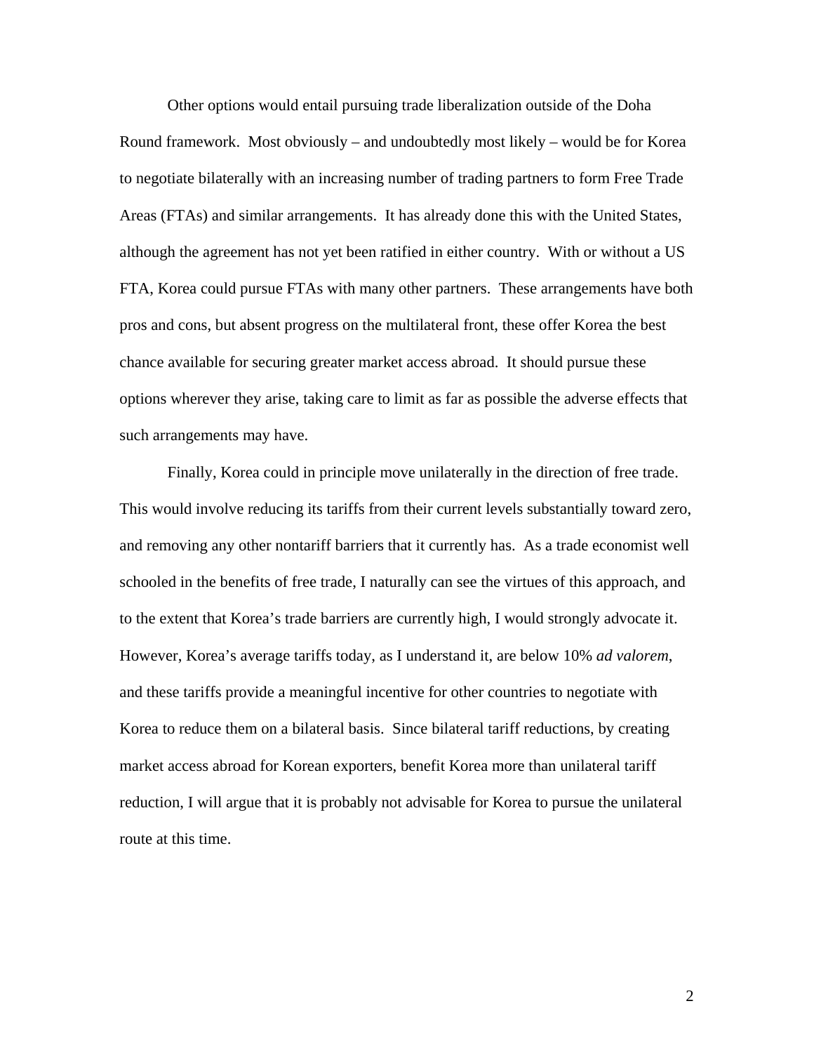Other options would entail pursuing trade liberalization outside of the Doha Round framework. Most obviously – and undoubtedly most likely – would be for Korea to negotiate bilaterally with an increasing number of trading partners to form Free Trade Areas (FTAs) and similar arrangements. It has already done this with the United States, although the agreement has not yet been ratified in either country. With or without a US FTA, Korea could pursue FTAs with many other partners. These arrangements have both pros and cons, but absent progress on the multilateral front, these offer Korea the best chance available for securing greater market access abroad. It should pursue these options wherever they arise, taking care to limit as far as possible the adverse effects that such arrangements may have.

Finally, Korea could in principle move unilaterally in the direction of free trade. This would involve reducing its tariffs from their current levels substantially toward zero, and removing any other nontariff barriers that it currently has. As a trade economist well schooled in the benefits of free trade, I naturally can see the virtues of this approach, and to the extent that Korea's trade barriers are currently high, I would strongly advocate it. However, Korea's average tariffs today, as I understand it, are below 10% *ad valorem*, and these tariffs provide a meaningful incentive for other countries to negotiate with Korea to reduce them on a bilateral basis. Since bilateral tariff reductions, by creating market access abroad for Korean exporters, benefit Korea more than unilateral tariff reduction, I will argue that it is probably not advisable for Korea to pursue the unilateral route at this time.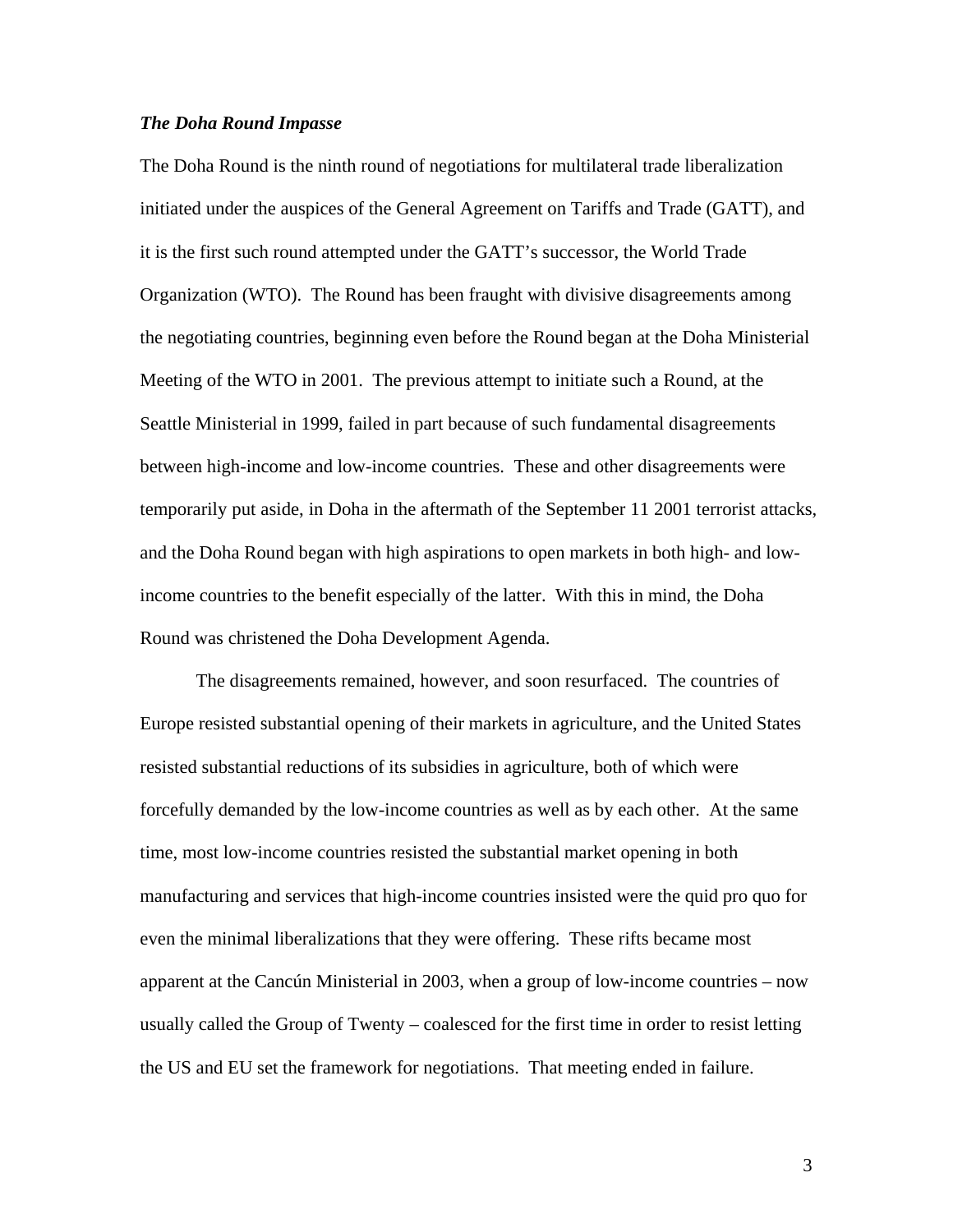***The Doha Round Impasse***

The Doha Round is the ninth round of negotiations for multilateral trade liberalization initiated under the auspices of the General Agreement on Tariffs and Trade (GATT), and it is the first such round attempted under the GATT's successor, the World Trade Organization (WTO). The Round has been fraught with divisive disagreements among the negotiating countries, beginning even before the Round began at the Doha Ministerial Meeting of the WTO in 2001. The previous attempt to initiate such a Round, at the Seattle Ministerial in 1999, failed in part because of such fundamental disagreements between high-income and low-income countries. These and other disagreements were temporarily put aside, in Doha in the aftermath of the September 11 2001 terrorist attacks, and the Doha Round began with high aspirations to open markets in both high- and low-income countries to the benefit especially of the latter. With this in mind, the Doha Round was christened the Doha Development Agenda.

The disagreements remained, however, and soon resurfaced. The countries of Europe resisted substantial opening of their markets in agriculture, and the United States resisted substantial reductions of its subsidies in agriculture, both of which were forcefully demanded by the low-income countries as well as by each other. At the same time, most low-income countries resisted the substantial market opening in both manufacturing and services that high-income countries insisted were the quid pro quo for even the minimal liberalizations that they were offering. These rifts became most apparent at the Cancún Ministerial in 2003, when a group of low-income countries – now usually called the Group of Twenty – coalesced for the first time in order to resist letting the US and EU set the framework for negotiations. That meeting ended in failure.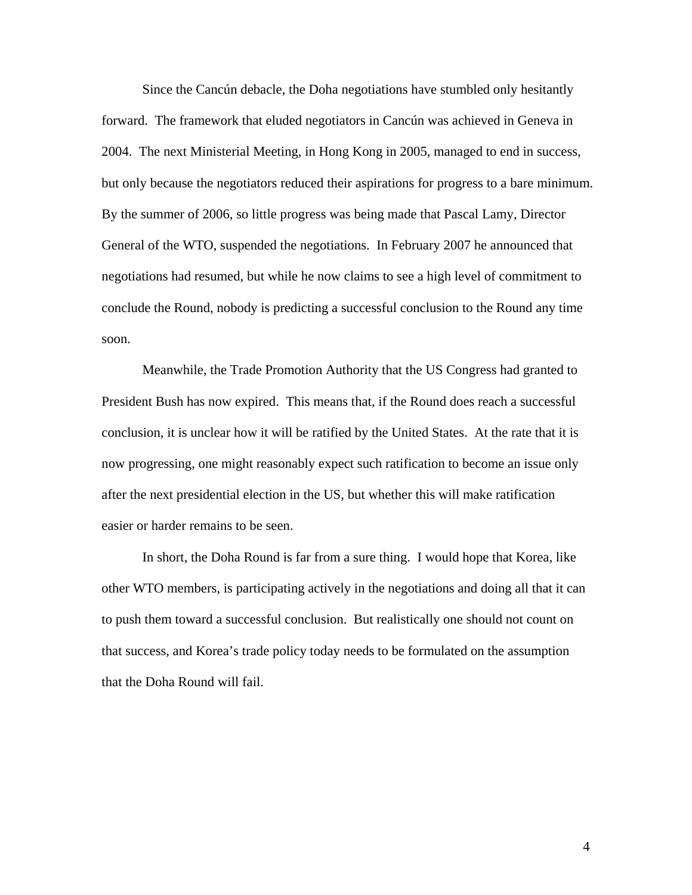Since the Cancún debacle, the Doha negotiations have stumbled only hesitantly forward. The framework that eluded negotiators in Cancún was achieved in Geneva in 2004. The next Ministerial Meeting, in Hong Kong in 2005, managed to end in success, but only because the negotiators reduced their aspirations for progress to a bare minimum. By the summer of 2006, so little progress was being made that Pascal Lamy, Director General of the WTO, suspended the negotiations. In February 2007 he announced that negotiations had resumed, but while he now claims to see a high level of commitment to conclude the Round, nobody is predicting a successful conclusion to the Round any time soon.

Meanwhile, the Trade Promotion Authority that the US Congress had granted to President Bush has now expired. This means that, if the Round does reach a successful conclusion, it is unclear how it will be ratified by the United States. At the rate that it is now progressing, one might reasonably expect such ratification to become an issue only after the next presidential election in the US, but whether this will make ratification easier or harder remains to be seen.

In short, the Doha Round is far from a sure thing. I would hope that Korea, like other WTO members, is participating actively in the negotiations and doing all that it can to push them toward a successful conclusion. But realistically one should not count on that success, and Korea's trade policy today needs to be formulated on the assumption that the Doha Round will fail.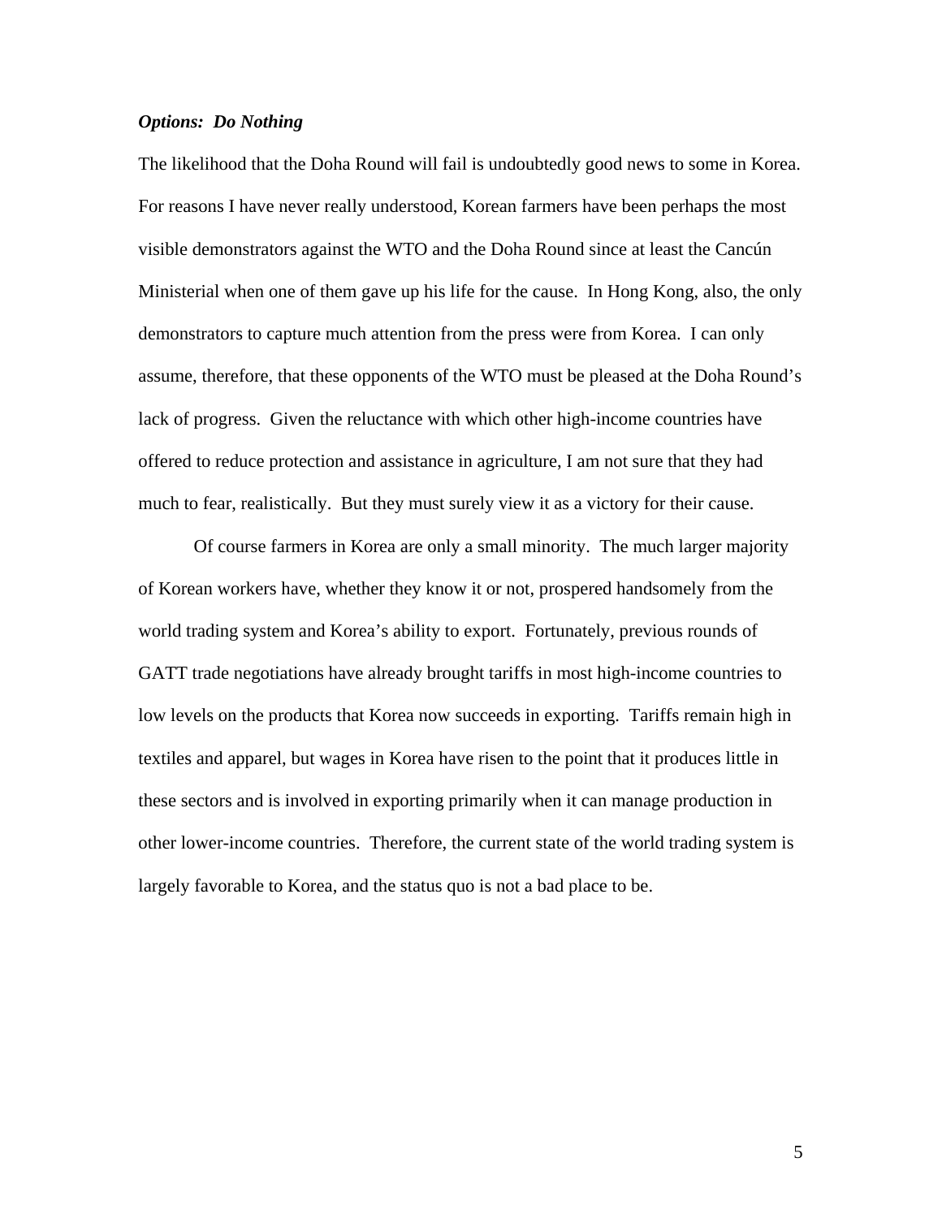***Options: Do Nothing***

The likelihood that the Doha Round will fail is undoubtedly good news to some in Korea. For reasons I have never really understood, Korean farmers have been perhaps the most visible demonstrators against the WTO and the Doha Round since at least the Cancún Ministerial when one of them gave up his life for the cause. In Hong Kong, also, the only demonstrators to capture much attention from the press were from Korea. I can only assume, therefore, that these opponents of the WTO must be pleased at the Doha Round's lack of progress. Given the reluctance with which other high-income countries have offered to reduce protection and assistance in agriculture, I am not sure that they had much to fear, realistically. But they must surely view it as a victory for their cause.

Of course farmers in Korea are only a small minority. The much larger majority of Korean workers have, whether they know it or not, prospered handsomely from the world trading system and Korea's ability to export. Fortunately, previous rounds of GATT trade negotiations have already brought tariffs in most high-income countries to low levels on the products that Korea now succeeds in exporting. Tariffs remain high in textiles and apparel, but wages in Korea have risen to the point that it produces little in these sectors and is involved in exporting primarily when it can manage production in other lower-income countries. Therefore, the current state of the world trading system is largely favorable to Korea, and the status quo is not a bad place to be.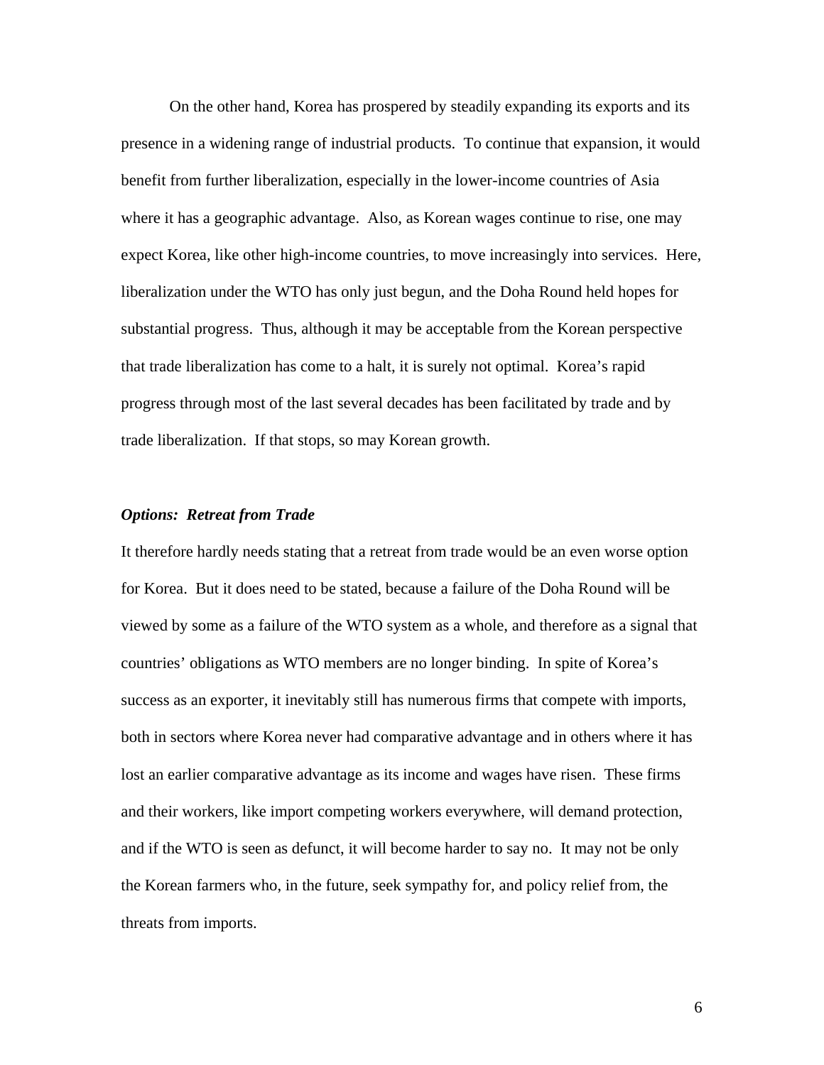On the other hand, Korea has prospered by steadily expanding its exports and its presence in a widening range of industrial products. To continue that expansion, it would benefit from further liberalization, especially in the lower-income countries of Asia where it has a geographic advantage. Also, as Korean wages continue to rise, one may expect Korea, like other high-income countries, to move increasingly into services. Here, liberalization under the WTO has only just begun, and the Doha Round held hopes for substantial progress. Thus, although it may be acceptable from the Korean perspective that trade liberalization has come to a halt, it is surely not optimal. Korea's rapid progress through most of the last several decades has been facilitated by trade and by trade liberalization. If that stops, so may Korean growth.

***Options: Retreat from Trade***

It therefore hardly needs stating that a retreat from trade would be an even worse option for Korea. But it does need to be stated, because a failure of the Doha Round will be viewed by some as a failure of the WTO system as a whole, and therefore as a signal that countries' obligations as WTO members are no longer binding. In spite of Korea's success as an exporter, it inevitably still has numerous firms that compete with imports, both in sectors where Korea never had comparative advantage and in others where it has lost an earlier comparative advantage as its income and wages have risen. These firms and their workers, like import competing workers everywhere, will demand protection, and if the WTO is seen as defunct, it will become harder to say no. It may not be only the Korean farmers who, in the future, seek sympathy for, and policy relief from, the threats from imports.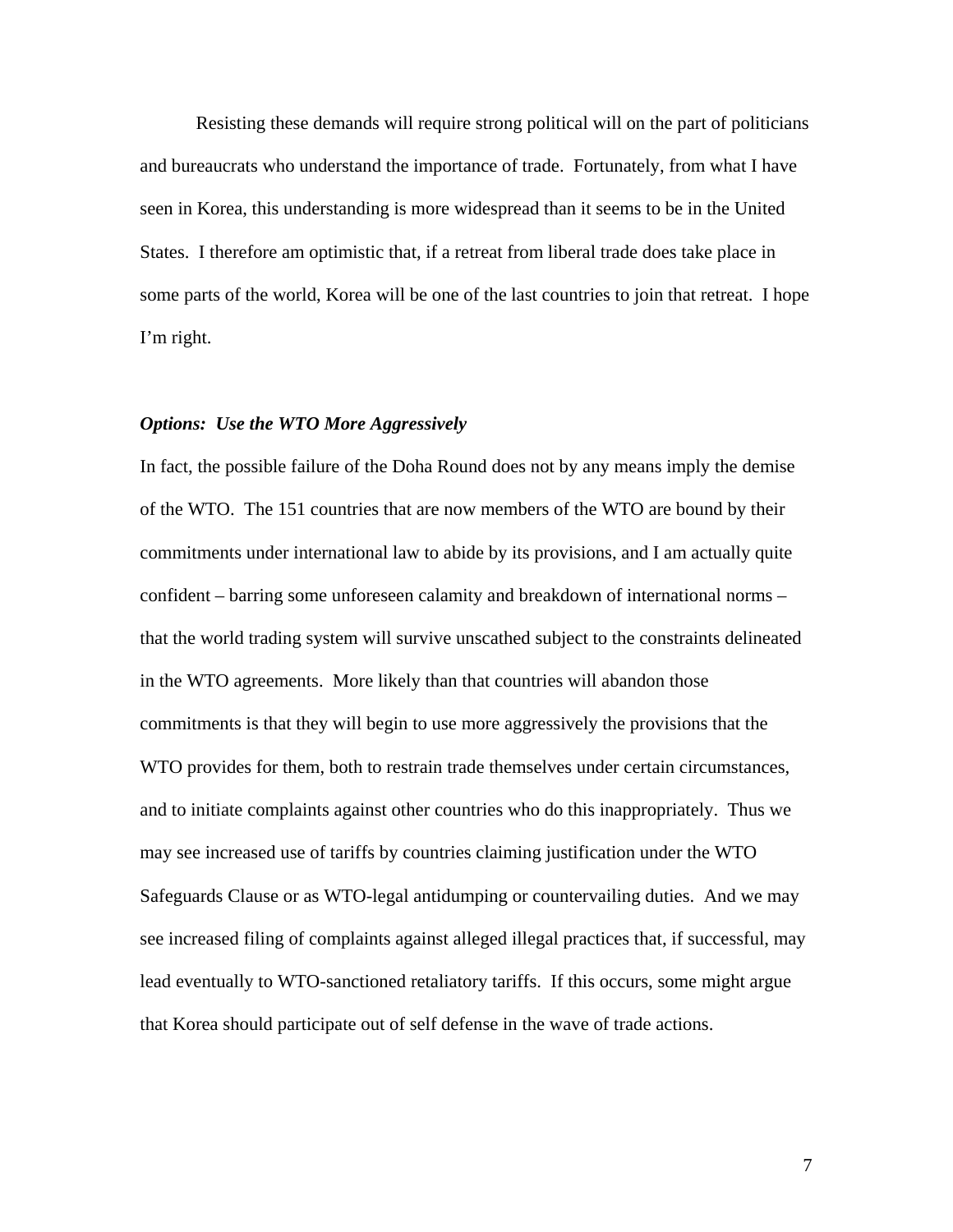Resisting these demands will require strong political will on the part of politicians and bureaucrats who understand the importance of trade. Fortunately, from what I have seen in Korea, this understanding is more widespread than it seems to be in the United States. I therefore am optimistic that, if a retreat from liberal trade does take place in some parts of the world, Korea will be one of the last countries to join that retreat. I hope I'm right.

### *Options: Use the WTO More Aggressively*

In fact, the possible failure of the Doha Round does not by any means imply the demise of the WTO. The 151 countries that are now members of the WTO are bound by their commitments under international law to abide by its provisions, and I am actually quite confident – barring some unforeseen calamity and breakdown of international norms – that the world trading system will survive unscathed subject to the constraints delineated in the WTO agreements. More likely than that countries will abandon those commitments is that they will begin to use more aggressively the provisions that the WTO provides for them, both to restrain trade themselves under certain circumstances, and to initiate complaints against other countries who do this inappropriately. Thus we may see increased use of tariffs by countries claiming justification under the WTO Safeguards Clause or as WTO-legal antidumping or countervailing duties. And we may see increased filing of complaints against alleged illegal practices that, if successful, may lead eventually to WTO-sanctioned retaliatory tariffs. If this occurs, some might argue that Korea should participate out of self defense in the wave of trade actions.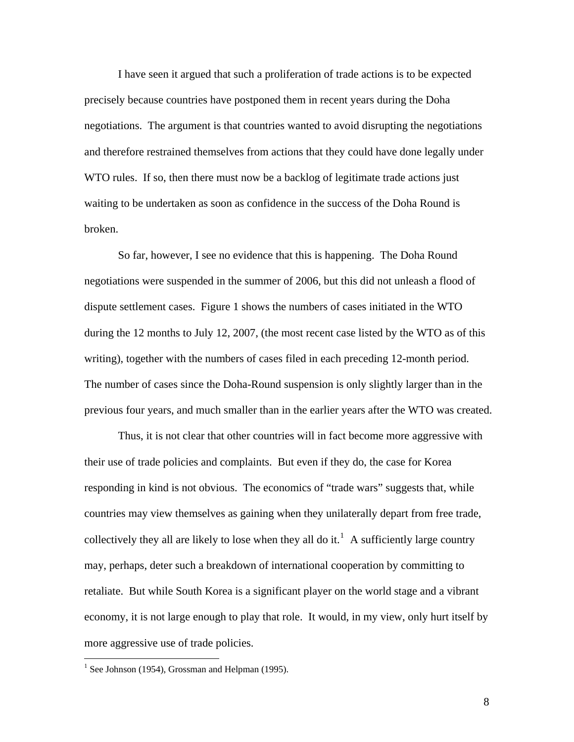I have seen it argued that such a proliferation of trade actions is to be expected precisely because countries have postponed them in recent years during the Doha negotiations. The argument is that countries wanted to avoid disrupting the negotiations and therefore restrained themselves from actions that they could have done legally under WTO rules. If so, then there must now be a backlog of legitimate trade actions just waiting to be undertaken as soon as confidence in the success of the Doha Round is broken.

So far, however, I see no evidence that this is happening. The Doha Round negotiations were suspended in the summer of 2006, but this did not unleash a flood of dispute settlement cases. Figure 1 shows the numbers of cases initiated in the WTO during the 12 months to July 12, 2007, (the most recent case listed by the WTO as of this writing), together with the numbers of cases filed in each preceding 12-month period. The number of cases since the Doha-Round suspension is only slightly larger than in the previous four years, and much smaller than in the earlier years after the WTO was created.

Thus, it is not clear that other countries will in fact become more aggressive with their use of trade policies and complaints. But even if they do, the case for Korea responding in kind is not obvious. The economics of "trade wars" suggests that, while countries may view themselves as gaining when they unilaterally depart from free trade, collectively they all are likely to lose when they all do it.[1] A sufficiently large country may, perhaps, deter such a breakdown of international cooperation by committing to retaliate. But while South Korea is a significant player on the world stage and a vibrant economy, it is not large enough to play that role. It would, in my view, only hurt itself by more aggressive use of trade policies.

[1] See Johnson (1954), Grossman and Helpman (1995).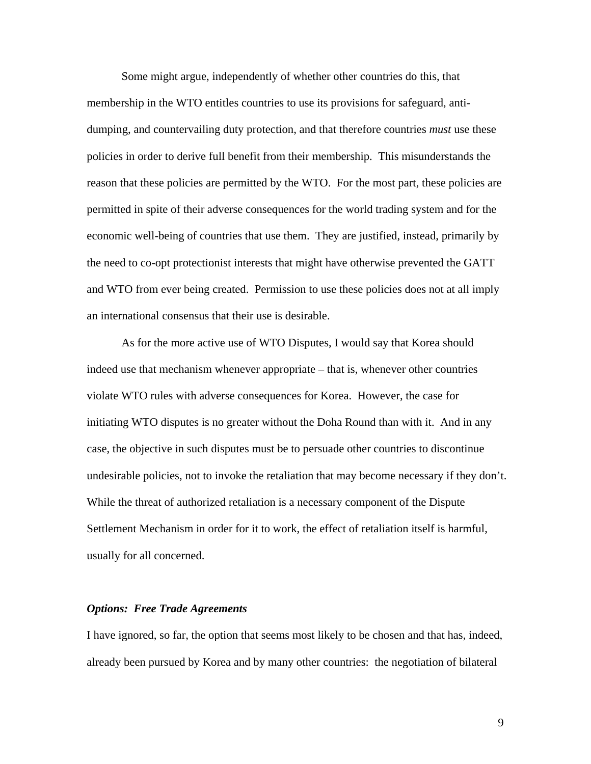Some might argue, independently of whether other countries do this, that membership in the WTO entitles countries to use its provisions for safeguard, anti-dumping, and countervailing duty protection, and that therefore countries *must* use these policies in order to derive full benefit from their membership. This misunderstands the reason that these policies are permitted by the WTO. For the most part, these policies are permitted in spite of their adverse consequences for the world trading system and for the economic well-being of countries that use them. They are justified, instead, primarily by the need to co-opt protectionist interests that might have otherwise prevented the GATT and WTO from ever being created. Permission to use these policies does not at all imply an international consensus that their use is desirable.

As for the more active use of WTO Disputes, I would say that Korea should indeed use that mechanism whenever appropriate – that is, whenever other countries violate WTO rules with adverse consequences for Korea. However, the case for initiating WTO disputes is no greater without the Doha Round than with it. And in any case, the objective in such disputes must be to persuade other countries to discontinue undesirable policies, not to invoke the retaliation that may become necessary if they don't. While the threat of authorized retaliation is a necessary component of the Dispute Settlement Mechanism in order for it to work, the effect of retaliation itself is harmful, usually for all concerned.

### ***Options: Free Trade Agreements***

I have ignored, so far, the option that seems most likely to be chosen and that has, indeed, already been pursued by Korea and by many other countries: the negotiation of bilateral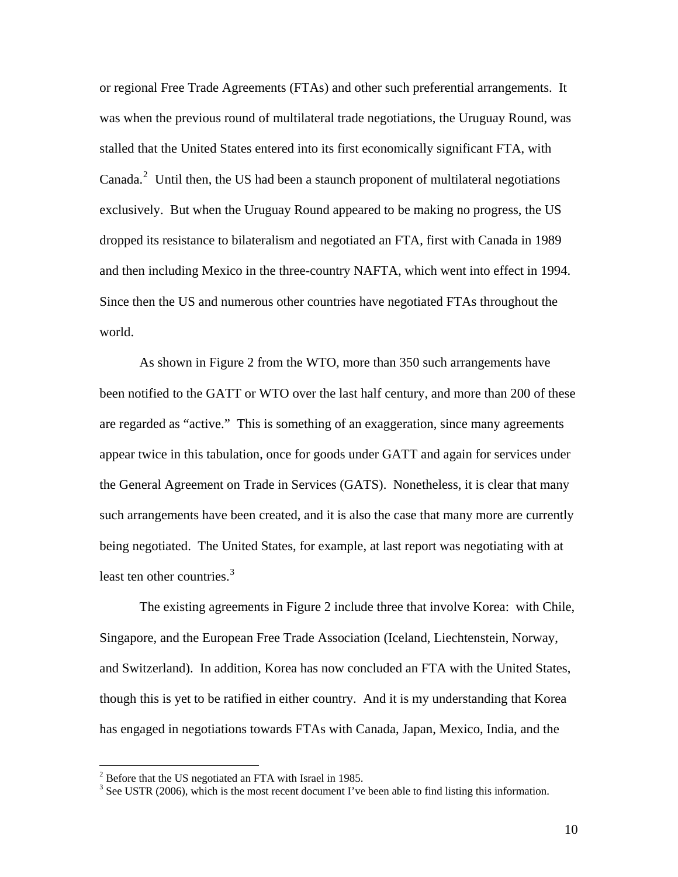or regional Free Trade Agreements (FTAs) and other such preferential arrangements. It was when the previous round of multilateral trade negotiations, the Uruguay Round, was stalled that the United States entered into its first economically significant FTA, with Canada.[2] Until then, the US had been a staunch proponent of multilateral negotiations exclusively. But when the Uruguay Round appeared to be making no progress, the US dropped its resistance to bilateralism and negotiated an FTA, first with Canada in 1989 and then including Mexico in the three-country NAFTA, which went into effect in 1994. Since then the US and numerous other countries have negotiated FTAs throughout the world.

As shown in Figure 2 from the WTO, more than 350 such arrangements have been notified to the GATT or WTO over the last half century, and more than 200 of these are regarded as "active." This is something of an exaggeration, since many agreements appear twice in this tabulation, once for goods under GATT and again for services under the General Agreement on Trade in Services (GATS). Nonetheless, it is clear that many such arrangements have been created, and it is also the case that many more are currently being negotiated. The United States, for example, at last report was negotiating with at least ten other countries.[3]

The existing agreements in Figure 2 include three that involve Korea: with Chile, Singapore, and the European Free Trade Association (Iceland, Liechtenstein, Norway, and Switzerland). In addition, Korea has now concluded an FTA with the United States, though this is yet to be ratified in either country. And it is my understanding that Korea has engaged in negotiations towards FTAs with Canada, Japan, Mexico, India, and the

[2] Before that the US negotiated an FTA with Israel in 1985.

[3] See USTR (2006), which is the most recent document I've been able to find listing this information.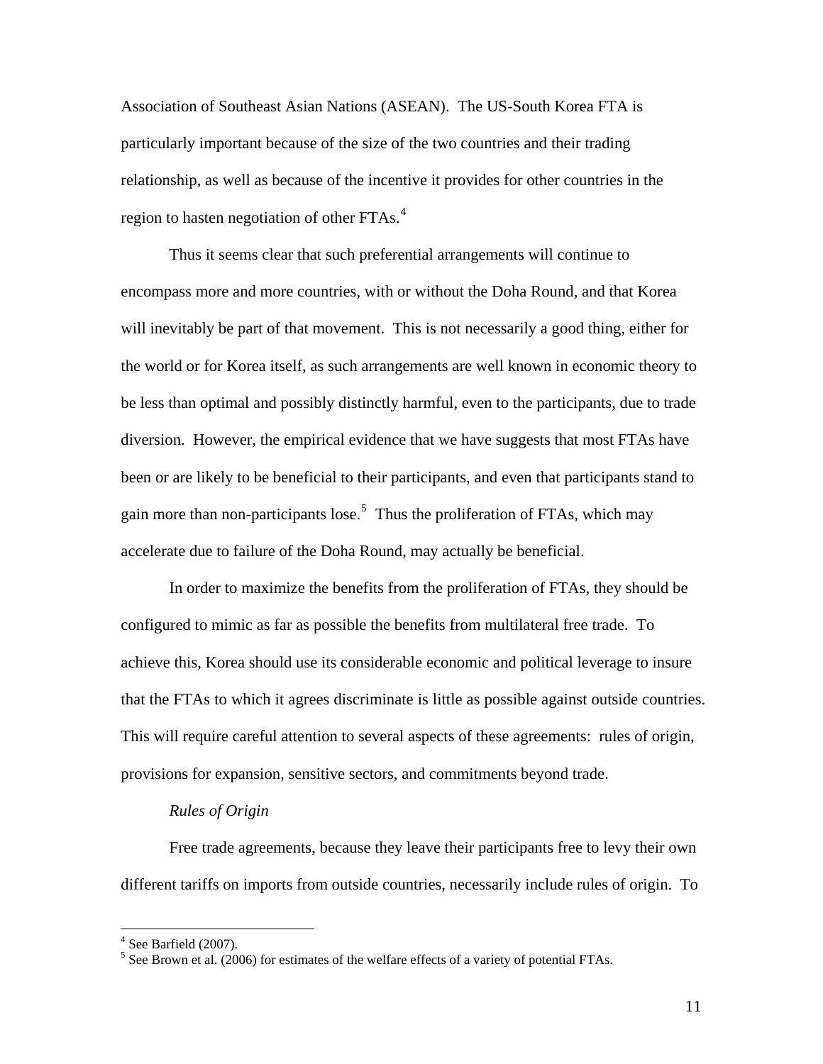Association of Southeast Asian Nations (ASEAN). The US-South Korea FTA is particularly important because of the size of the two countries and their trading relationship, as well as because of the incentive it provides for other countries in the region to hasten negotiation of other FTAs.[4]

Thus it seems clear that such preferential arrangements will continue to encompass more and more countries, with or without the Doha Round, and that Korea will inevitably be part of that movement. This is not necessarily a good thing, either for the world or for Korea itself, as such arrangements are well known in economic theory to be less than optimal and possibly distinctly harmful, even to the participants, due to trade diversion. However, the empirical evidence that we have suggests that most FTAs have been or are likely to be beneficial to their participants, and even that participants stand to gain more than non-participants lose.[5] Thus the proliferation of FTAs, which may accelerate due to failure of the Doha Round, may actually be beneficial.

In order to maximize the benefits from the proliferation of FTAs, they should be configured to mimic as far as possible the benefits from multilateral free trade. To achieve this, Korea should use its considerable economic and political leverage to insure that the FTAs to which it agrees discriminate is little as possible against outside countries. This will require careful attention to several aspects of these agreements: rules of origin, provisions for expansion, sensitive sectors, and commitments beyond trade.

*Rules of Origin*

Free trade agreements, because they leave their participants free to levy their own different tariffs on imports from outside countries, necessarily include rules of origin. To

[4] See Barfield (2007).

[5] See Brown et al. (2006) for estimates of the welfare effects of a variety of potential FTAs.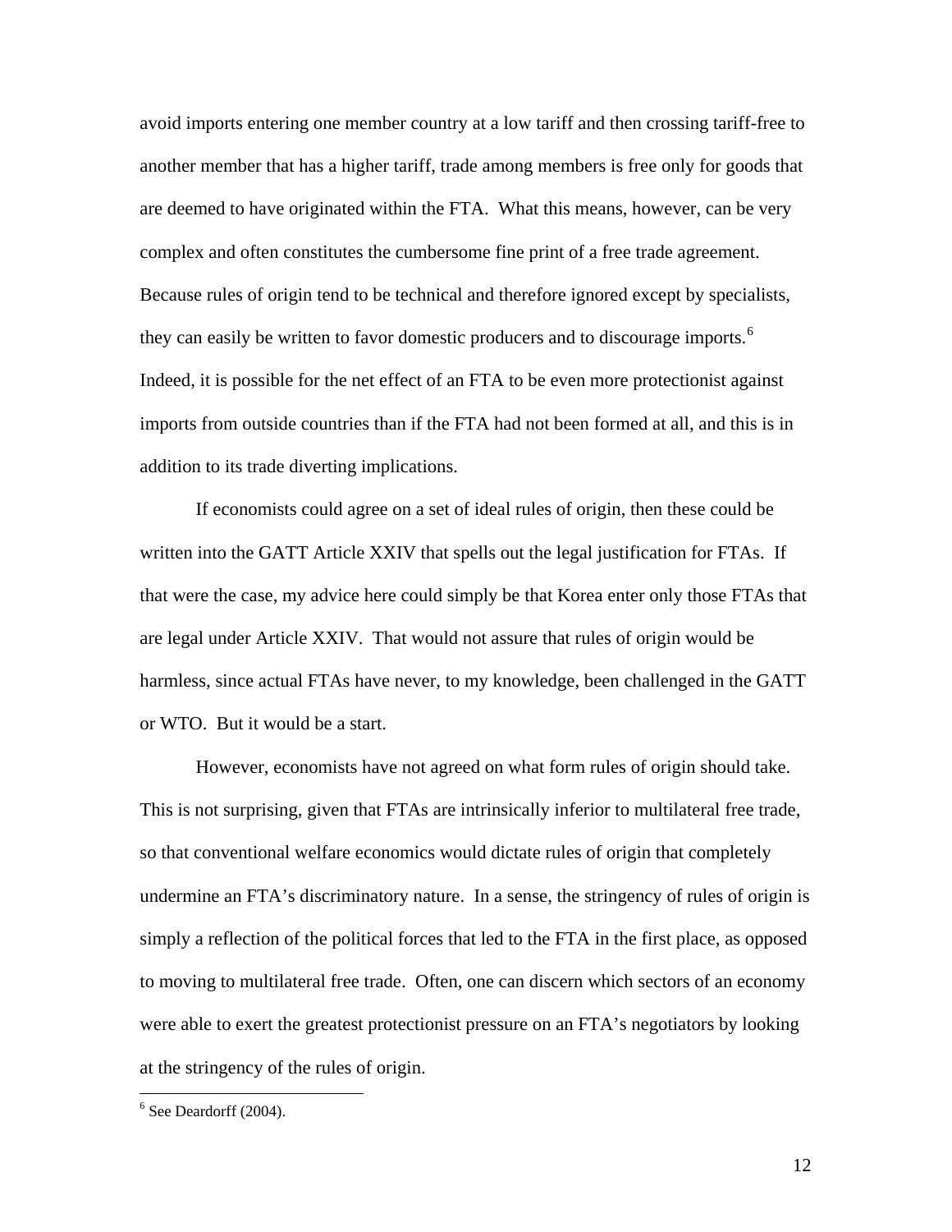avoid imports entering one member country at a low tariff and then crossing tariff-free to another member that has a higher tariff, trade among members is free only for goods that are deemed to have originated within the FTA. What this means, however, can be very complex and often constitutes the cumbersome fine print of a free trade agreement. Because rules of origin tend to be technical and therefore ignored except by specialists, they can easily be written to favor domestic producers and to discourage imports.[6] Indeed, it is possible for the net effect of an FTA to be even more protectionist against imports from outside countries than if the FTA had not been formed at all, and this is in addition to its trade diverting implications.

If economists could agree on a set of ideal rules of origin, then these could be written into the GATT Article XXIV that spells out the legal justification for FTAs. If that were the case, my advice here could simply be that Korea enter only those FTAs that are legal under Article XXIV. That would not assure that rules of origin would be harmless, since actual FTAs have never, to my knowledge, been challenged in the GATT or WTO. But it would be a start.

However, economists have not agreed on what form rules of origin should take. This is not surprising, given that FTAs are intrinsically inferior to multilateral free trade, so that conventional welfare economics would dictate rules of origin that completely undermine an FTA's discriminatory nature. In a sense, the stringency of rules of origin is simply a reflection of the political forces that led to the FTA in the first place, as opposed to moving to multilateral free trade. Often, one can discern which sectors of an economy were able to exert the greatest protectionist pressure on an FTA's negotiators by looking at the stringency of the rules of origin.

---

[6] See Deardorff (2004).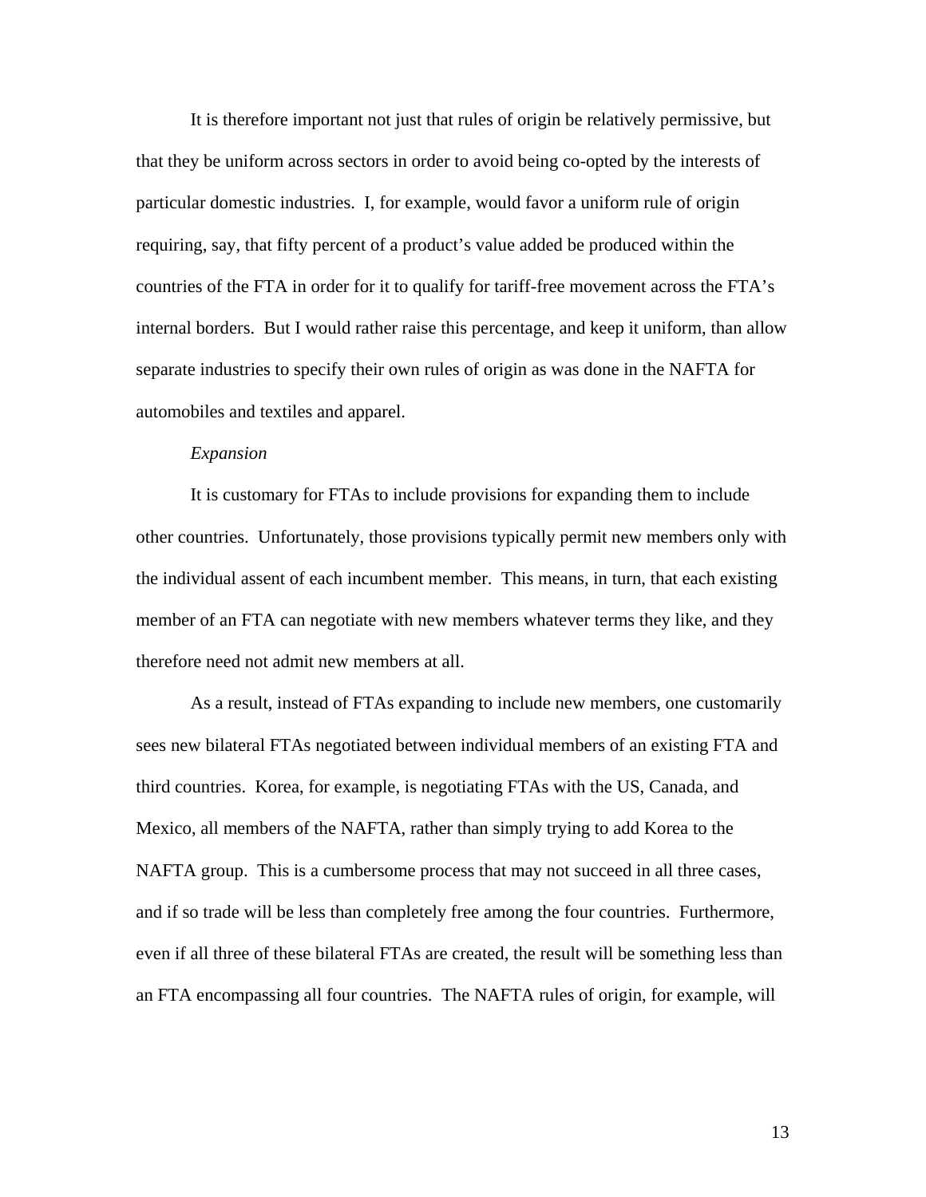It is therefore important not just that rules of origin be relatively permissive, but that they be uniform across sectors in order to avoid being co-opted by the interests of particular domestic industries. I, for example, would favor a uniform rule of origin requiring, say, that fifty percent of a product's value added be produced within the countries of the FTA in order for it to qualify for tariff-free movement across the FTA's internal borders. But I would rather raise this percentage, and keep it uniform, than allow separate industries to specify their own rules of origin as was done in the NAFTA for automobiles and textiles and apparel.

*Expansion*

It is customary for FTAs to include provisions for expanding them to include other countries. Unfortunately, those provisions typically permit new members only with the individual assent of each incumbent member. This means, in turn, that each existing member of an FTA can negotiate with new members whatever terms they like, and they therefore need not admit new members at all.

As a result, instead of FTAs expanding to include new members, one customarily sees new bilateral FTAs negotiated between individual members of an existing FTA and third countries. Korea, for example, is negotiating FTAs with the US, Canada, and Mexico, all members of the NAFTA, rather than simply trying to add Korea to the NAFTA group. This is a cumbersome process that may not succeed in all three cases, and if so trade will be less than completely free among the four countries. Furthermore, even if all three of these bilateral FTAs are created, the result will be something less than an FTA encompassing all four countries. The NAFTA rules of origin, for example, will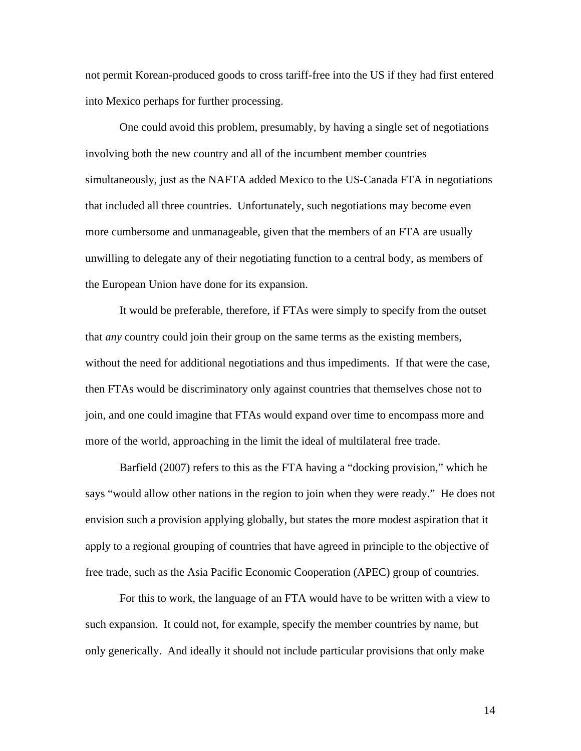not permit Korean-produced goods to cross tariff-free into the US if they had first entered into Mexico perhaps for further processing.

One could avoid this problem, presumably, by having a single set of negotiations involving both the new country and all of the incumbent member countries simultaneously, just as the NAFTA added Mexico to the US-Canada FTA in negotiations that included all three countries. Unfortunately, such negotiations may become even more cumbersome and unmanageable, given that the members of an FTA are usually unwilling to delegate any of their negotiating function to a central body, as members of the European Union have done for its expansion.

It would be preferable, therefore, if FTAs were simply to specify from the outset that *any* country could join their group on the same terms as the existing members, without the need for additional negotiations and thus impediments. If that were the case, then FTAs would be discriminatory only against countries that themselves chose not to join, and one could imagine that FTAs would expand over time to encompass more and more of the world, approaching in the limit the ideal of multilateral free trade.

Barfield (2007) refers to this as the FTA having a "docking provision," which he says "would allow other nations in the region to join when they were ready." He does not envision such a provision applying globally, but states the more modest aspiration that it apply to a regional grouping of countries that have agreed in principle to the objective of free trade, such as the Asia Pacific Economic Cooperation (APEC) group of countries.

For this to work, the language of an FTA would have to be written with a view to such expansion. It could not, for example, specify the member countries by name, but only generically. And ideally it should not include particular provisions that only make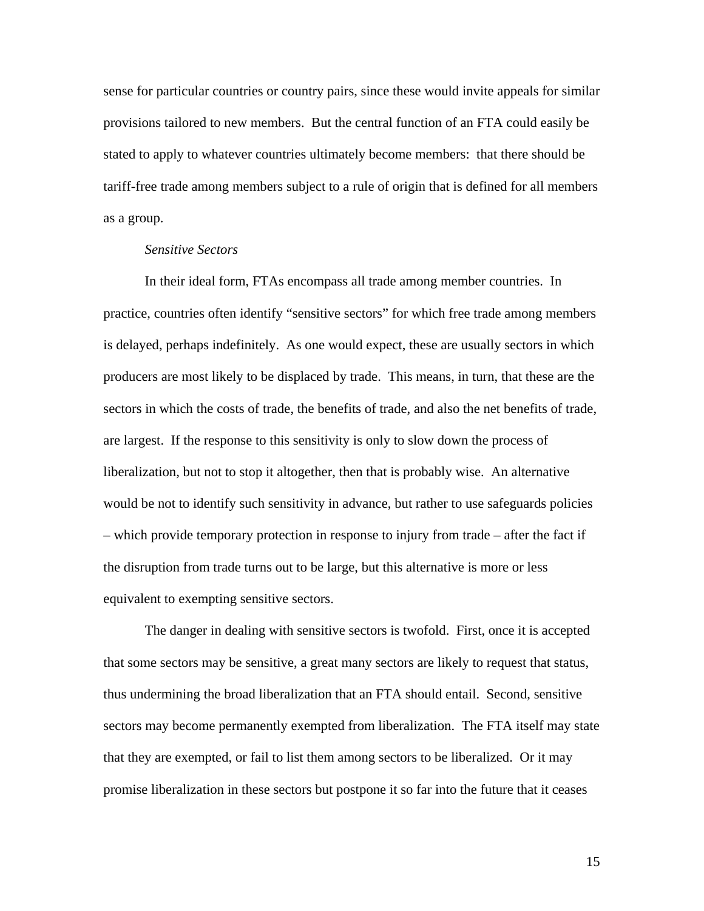sense for particular countries or country pairs, since these would invite appeals for similar provisions tailored to new members. But the central function of an FTA could easily be stated to apply to whatever countries ultimately become members: that there should be tariff-free trade among members subject to a rule of origin that is defined for all members as a group.

*Sensitive Sectors*

In their ideal form, FTAs encompass all trade among member countries. In practice, countries often identify "sensitive sectors" for which free trade among members is delayed, perhaps indefinitely. As one would expect, these are usually sectors in which producers are most likely to be displaced by trade. This means, in turn, that these are the sectors in which the costs of trade, the benefits of trade, and also the net benefits of trade, are largest. If the response to this sensitivity is only to slow down the process of liberalization, but not to stop it altogether, then that is probably wise. An alternative would be not to identify such sensitivity in advance, but rather to use safeguards policies – which provide temporary protection in response to injury from trade – after the fact if the disruption from trade turns out to be large, but this alternative is more or less equivalent to exempting sensitive sectors.

The danger in dealing with sensitive sectors is twofold. First, once it is accepted that some sectors may be sensitive, a great many sectors are likely to request that status, thus undermining the broad liberalization that an FTA should entail. Second, sensitive sectors may become permanently exempted from liberalization. The FTA itself may state that they are exempted, or fail to list them among sectors to be liberalized. Or it may promise liberalization in these sectors but postpone it so far into the future that it ceases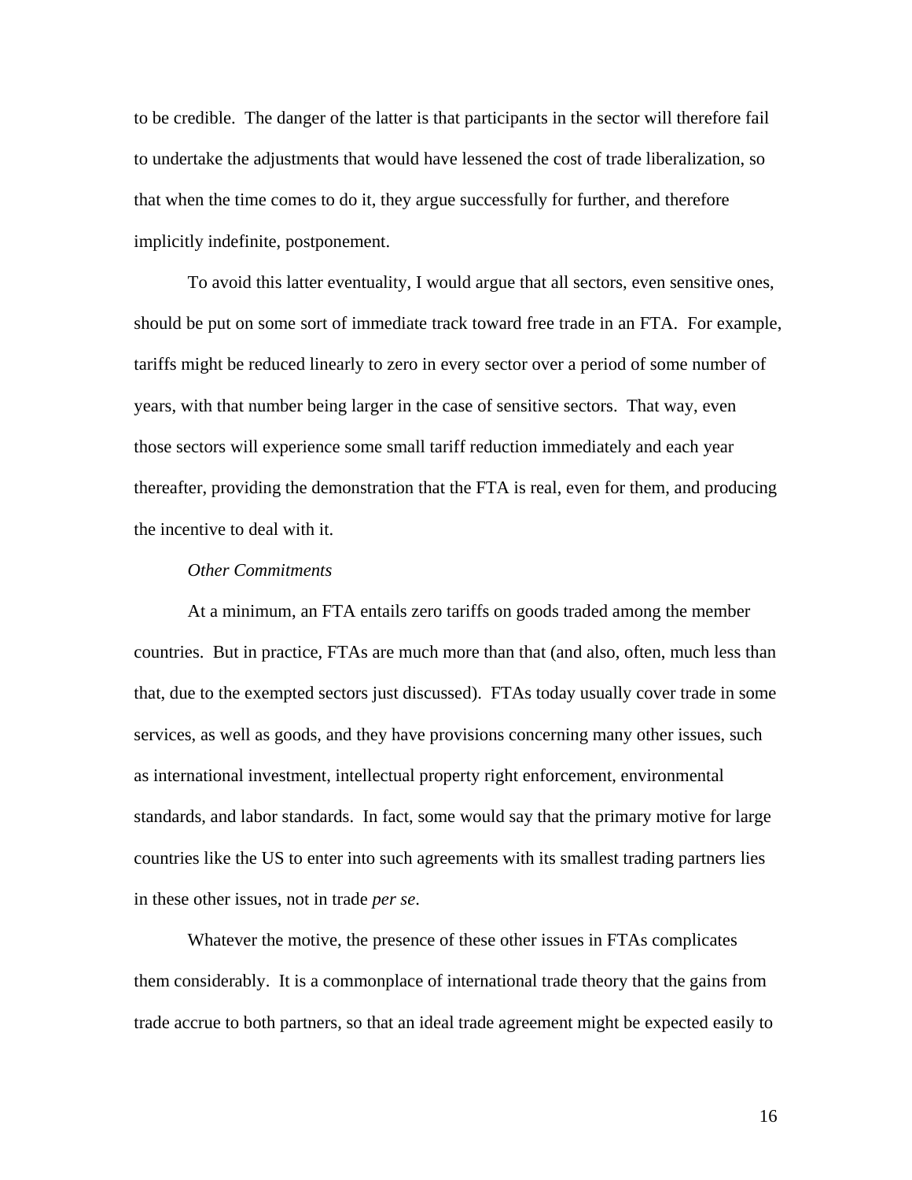to be credible. The danger of the latter is that participants in the sector will therefore fail to undertake the adjustments that would have lessened the cost of trade liberalization, so that when the time comes to do it, they argue successfully for further, and therefore implicitly indefinite, postponement.

To avoid this latter eventuality, I would argue that all sectors, even sensitive ones, should be put on some sort of immediate track toward free trade in an FTA. For example, tariffs might be reduced linearly to zero in every sector over a period of some number of years, with that number being larger in the case of sensitive sectors. That way, even those sectors will experience some small tariff reduction immediately and each year thereafter, providing the demonstration that the FTA is real, even for them, and producing the incentive to deal with it.

*Other Commitments*

At a minimum, an FTA entails zero tariffs on goods traded among the member countries. But in practice, FTAs are much more than that (and also, often, much less than that, due to the exempted sectors just discussed). FTAs today usually cover trade in some services, as well as goods, and they have provisions concerning many other issues, such as international investment, intellectual property right enforcement, environmental standards, and labor standards. In fact, some would say that the primary motive for large countries like the US to enter into such agreements with its smallest trading partners lies in these other issues, not in trade *per se*.

Whatever the motive, the presence of these other issues in FTAs complicates them considerably. It is a commonplace of international trade theory that the gains from trade accrue to both partners, so that an ideal trade agreement might be expected easily to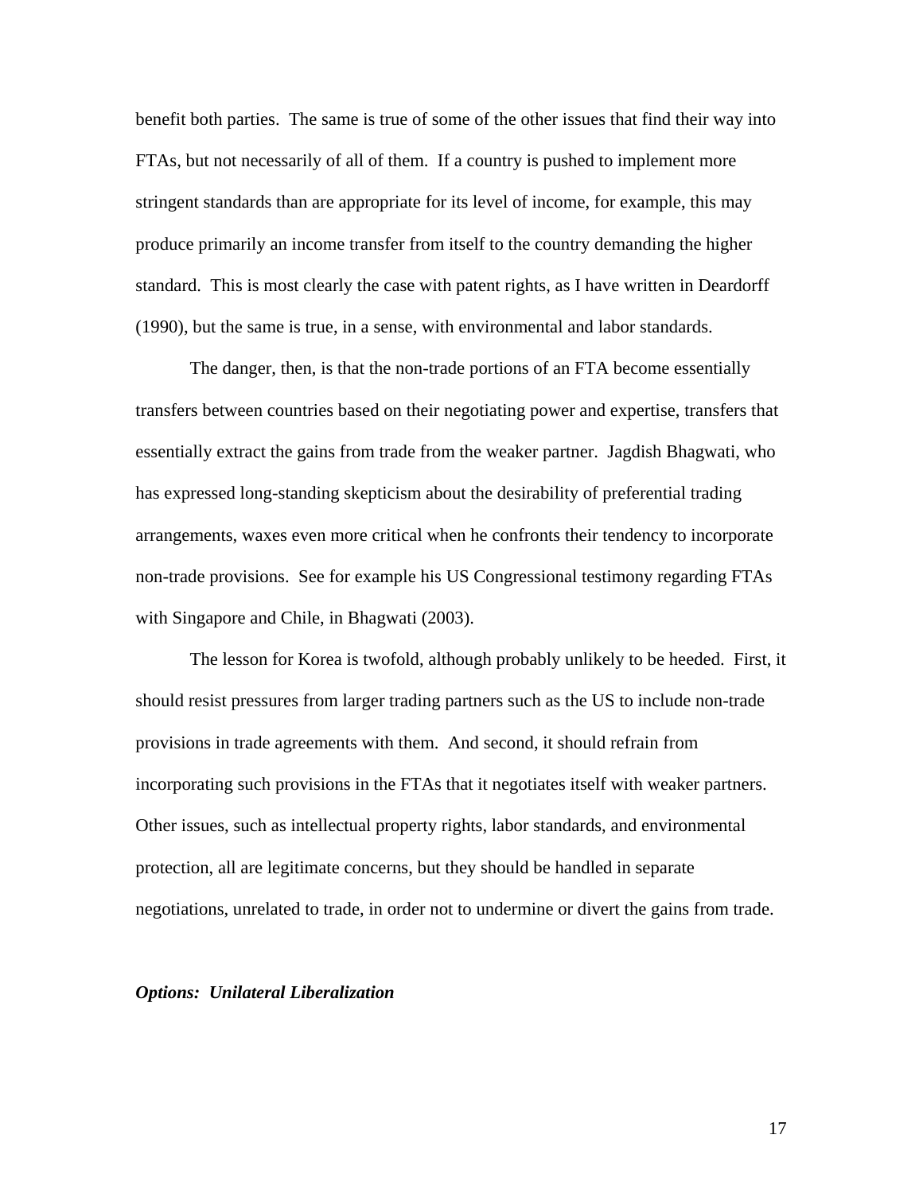benefit both parties. The same is true of some of the other issues that find their way into FTAs, but not necessarily of all of them. If a country is pushed to implement more stringent standards than are appropriate for its level of income, for example, this may produce primarily an income transfer from itself to the country demanding the higher standard. This is most clearly the case with patent rights, as I have written in Deardorff (1990), but the same is true, in a sense, with environmental and labor standards.

The danger, then, is that the non-trade portions of an FTA become essentially transfers between countries based on their negotiating power and expertise, transfers that essentially extract the gains from trade from the weaker partner. Jagdish Bhagwati, who has expressed long-standing skepticism about the desirability of preferential trading arrangements, waxes even more critical when he confronts their tendency to incorporate non-trade provisions. See for example his US Congressional testimony regarding FTAs with Singapore and Chile, in Bhagwati (2003).

The lesson for Korea is twofold, although probably unlikely to be heeded. First, it should resist pressures from larger trading partners such as the US to include non-trade provisions in trade agreements with them. And second, it should refrain from incorporating such provisions in the FTAs that it negotiates itself with weaker partners. Other issues, such as intellectual property rights, labor standards, and environmental protection, all are legitimate concerns, but they should be handled in separate negotiations, unrelated to trade, in order not to undermine or divert the gains from trade.

***Options: Unilateral Liberalization***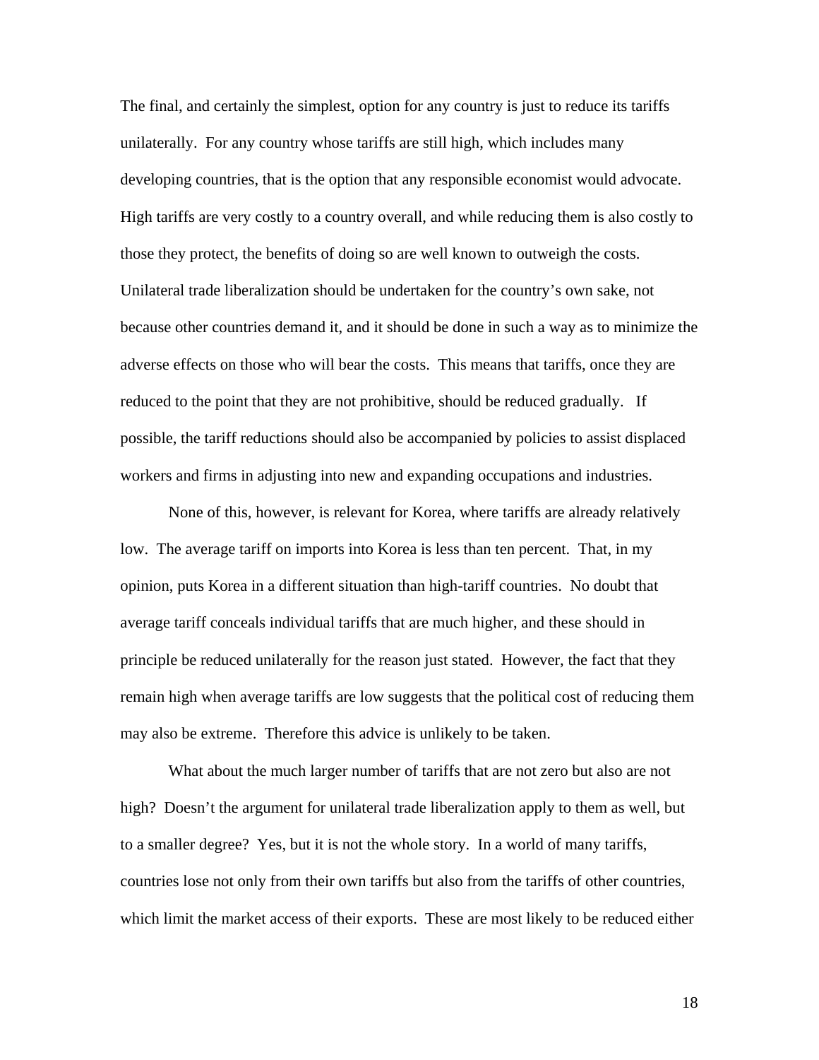The final, and certainly the simplest, option for any country is just to reduce its tariffs unilaterally. For any country whose tariffs are still high, which includes many developing countries, that is the option that any responsible economist would advocate. High tariffs are very costly to a country overall, and while reducing them is also costly to those they protect, the benefits of doing so are well known to outweigh the costs. Unilateral trade liberalization should be undertaken for the country's own sake, not because other countries demand it, and it should be done in such a way as to minimize the adverse effects on those who will bear the costs. This means that tariffs, once they are reduced to the point that they are not prohibitive, should be reduced gradually. If possible, the tariff reductions should also be accompanied by policies to assist displaced workers and firms in adjusting into new and expanding occupations and industries.

None of this, however, is relevant for Korea, where tariffs are already relatively low. The average tariff on imports into Korea is less than ten percent. That, in my opinion, puts Korea in a different situation than high-tariff countries. No doubt that average tariff conceals individual tariffs that are much higher, and these should in principle be reduced unilaterally for the reason just stated. However, the fact that they remain high when average tariffs are low suggests that the political cost of reducing them may also be extreme. Therefore this advice is unlikely to be taken.

What about the much larger number of tariffs that are not zero but also are not high? Doesn't the argument for unilateral trade liberalization apply to them as well, but to a smaller degree? Yes, but it is not the whole story. In a world of many tariffs, countries lose not only from their own tariffs but also from the tariffs of other countries, which limit the market access of their exports. These are most likely to be reduced either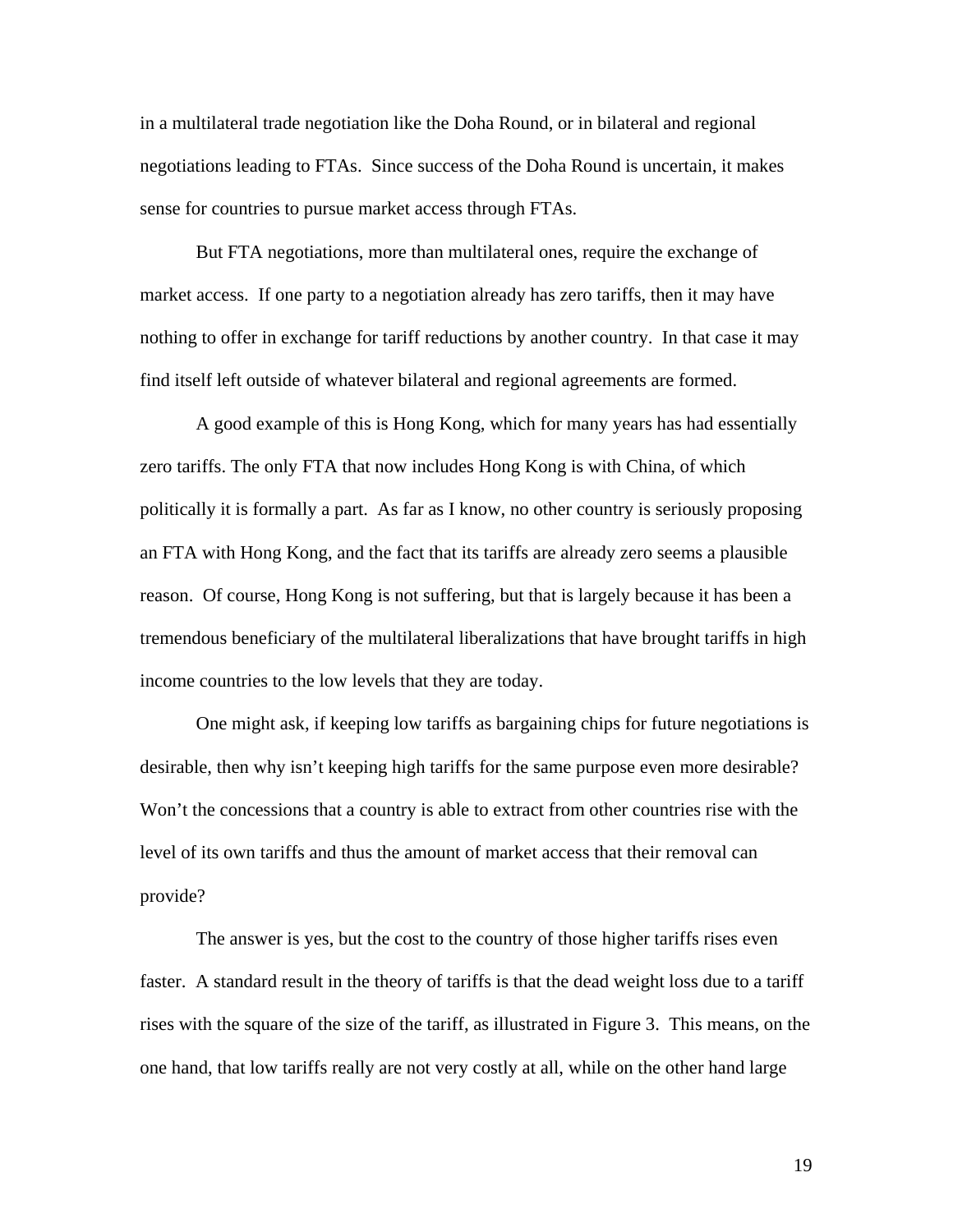in a multilateral trade negotiation like the Doha Round, or in bilateral and regional negotiations leading to FTAs. Since success of the Doha Round is uncertain, it makes sense for countries to pursue market access through FTAs.

But FTA negotiations, more than multilateral ones, require the exchange of market access. If one party to a negotiation already has zero tariffs, then it may have nothing to offer in exchange for tariff reductions by another country. In that case it may find itself left outside of whatever bilateral and regional agreements are formed.

A good example of this is Hong Kong, which for many years has had essentially zero tariffs. The only FTA that now includes Hong Kong is with China, of which politically it is formally a part. As far as I know, no other country is seriously proposing an FTA with Hong Kong, and the fact that its tariffs are already zero seems a plausible reason. Of course, Hong Kong is not suffering, but that is largely because it has been a tremendous beneficiary of the multilateral liberalizations that have brought tariffs in high income countries to the low levels that they are today.

One might ask, if keeping low tariffs as bargaining chips for future negotiations is desirable, then why isn't keeping high tariffs for the same purpose even more desirable? Won't the concessions that a country is able to extract from other countries rise with the level of its own tariffs and thus the amount of market access that their removal can provide?

The answer is yes, but the cost to the country of those higher tariffs rises even faster. A standard result in the theory of tariffs is that the dead weight loss due to a tariff rises with the square of the size of the tariff, as illustrated in Figure 3. This means, on the one hand, that low tariffs really are not very costly at all, while on the other hand large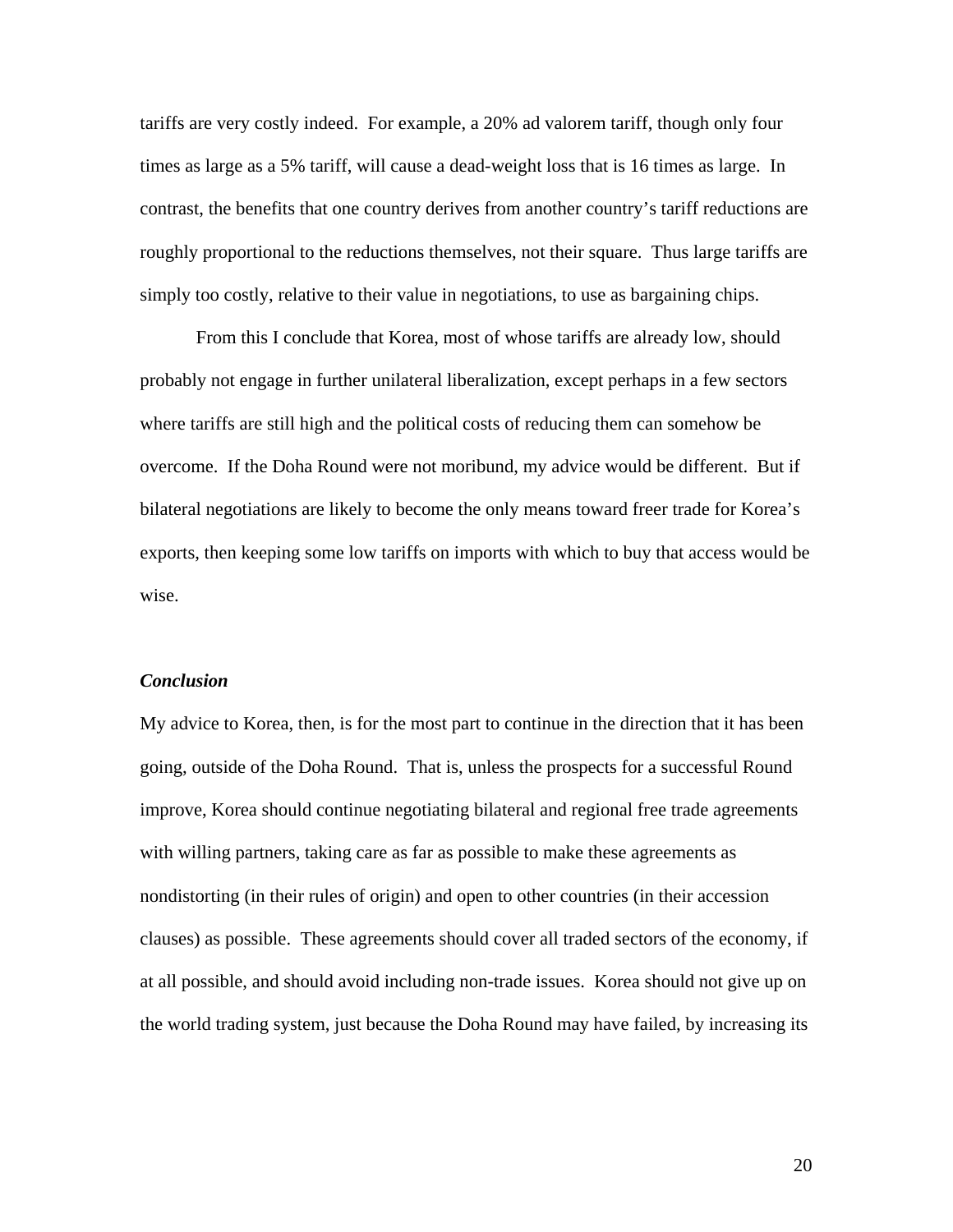tariffs are very costly indeed. For example, a 20% ad valorem tariff, though only four times as large as a 5% tariff, will cause a dead-weight loss that is 16 times as large. In contrast, the benefits that one country derives from another country's tariff reductions are roughly proportional to the reductions themselves, not their square. Thus large tariffs are simply too costly, relative to their value in negotiations, to use as bargaining chips.

From this I conclude that Korea, most of whose tariffs are already low, should probably not engage in further unilateral liberalization, except perhaps in a few sectors where tariffs are still high and the political costs of reducing them can somehow be overcome. If the Doha Round were not moribund, my advice would be different. But if bilateral negotiations are likely to become the only means toward freer trade for Korea's exports, then keeping some low tariffs on imports with which to buy that access would be wise.

### *Conclusion*

My advice to Korea, then, is for the most part to continue in the direction that it has been going, outside of the Doha Round. That is, unless the prospects for a successful Round improve, Korea should continue negotiating bilateral and regional free trade agreements with willing partners, taking care as far as possible to make these agreements as nondistorting (in their rules of origin) and open to other countries (in their accession clauses) as possible. These agreements should cover all traded sectors of the economy, if at all possible, and should avoid including non-trade issues. Korea should not give up on the world trading system, just because the Doha Round may have failed, by increasing its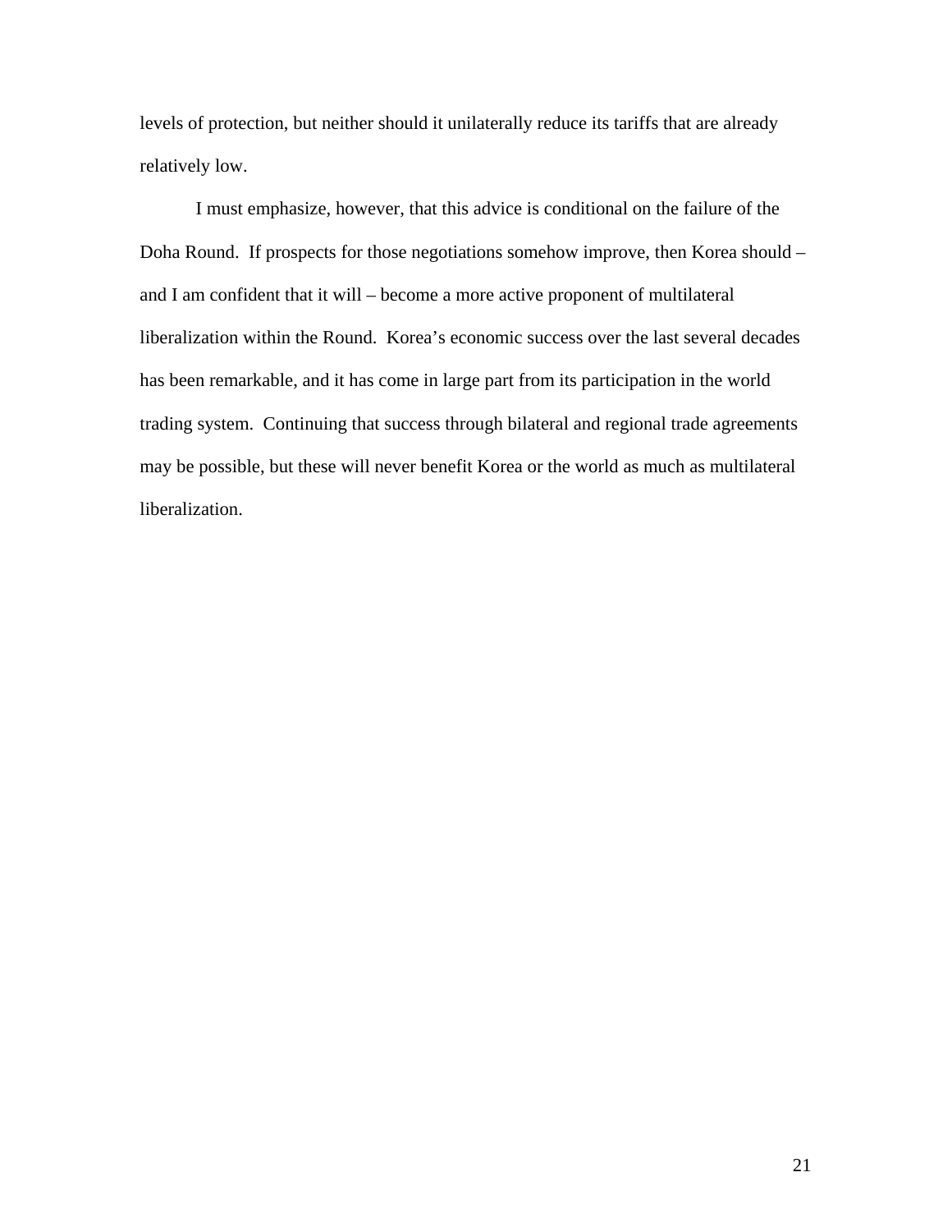levels of protection, but neither should it unilaterally reduce its tariffs that are already relatively low.

I must emphasize, however, that this advice is conditional on the failure of the Doha Round. If prospects for those negotiations somehow improve, then Korea should – and I am confident that it will – become a more active proponent of multilateral liberalization within the Round. Korea's economic success over the last several decades has been remarkable, and it has come in large part from its participation in the world trading system. Continuing that success through bilateral and regional trade agreements may be possible, but these will never benefit Korea or the world as much as multilateral liberalization.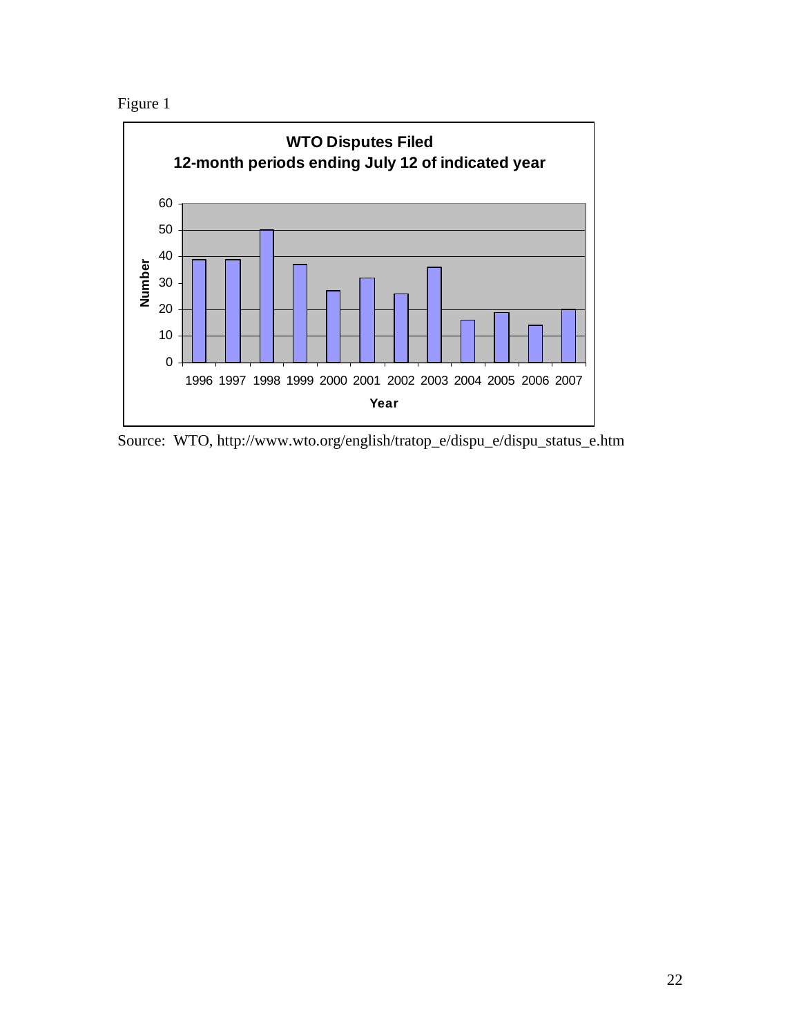Figure 1

**WTO Disputes Filed**
**12-month periods ending July 12 of indicated year**

| Year | Number |
|---|---|
| 1996 | 39 |
| 1997 | 39 |
| 1998 | 50 |
| 1999 | 37 |
| 2000 | 27 |
| 2001 | 32 |
| 2002 | 26 |
| 2003 | 36 |
| 2004 | 16 |
| 2005 | 19 |
| 2006 | 14 |
| 2007 | 20 |

Source: WTO, http://www.wto.org/english/tratop_e/dispu_e/dispu_status_e.htm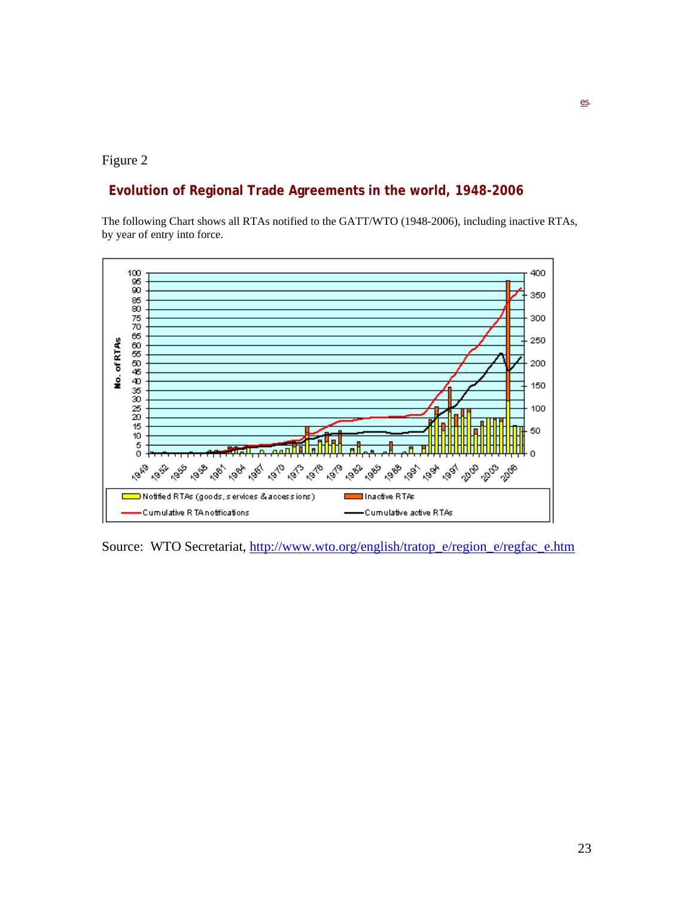Figure 2

## Evolution of Regional Trade Agreements in the world, 1948-2006

The following Chart shows all RTAs notified to the GATT/WTO (1948-2006), including inactive RTAs, by year of entry into force.

Source: WTO Secretariat, http://www.wto.org/english/tratop_e/region_e/regfac_e.htm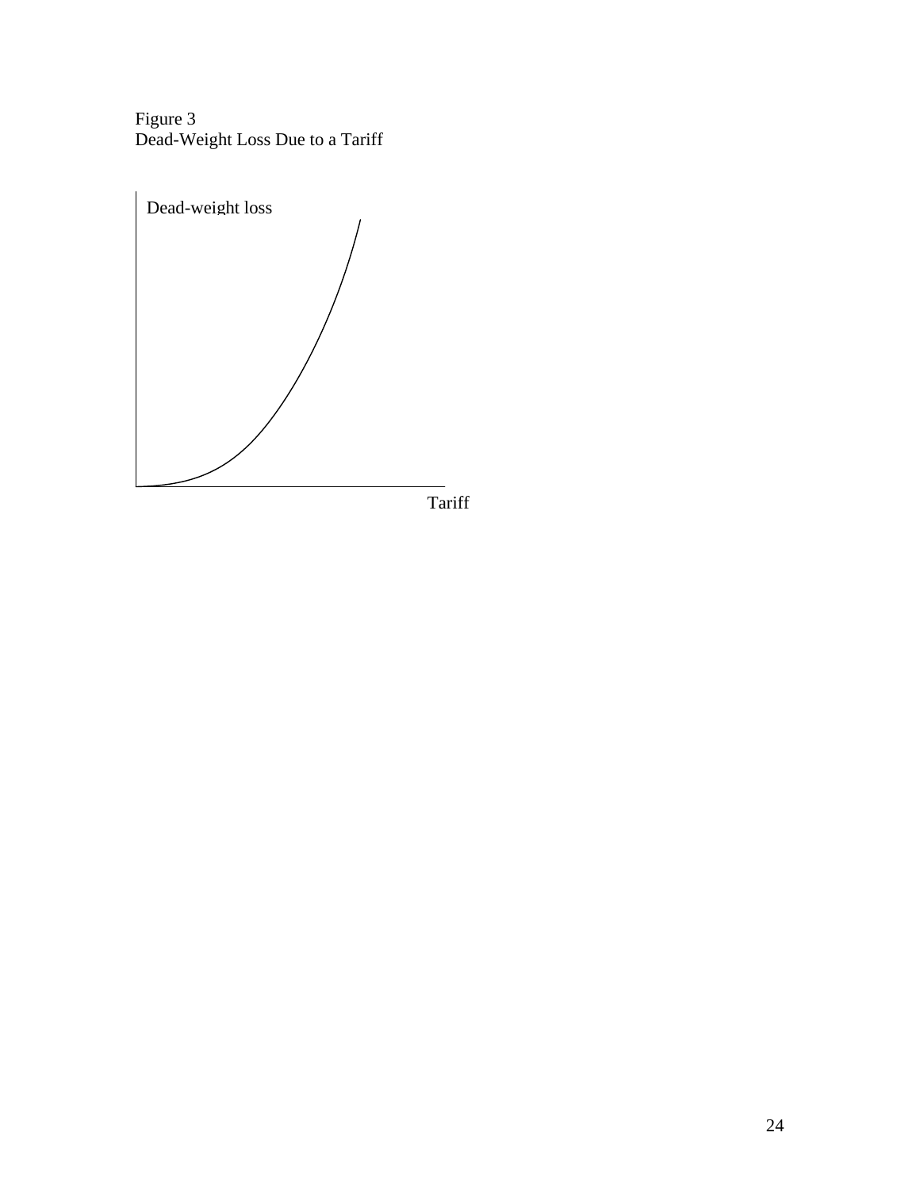Figure 3
Dead-Weight Loss Due to a Tariff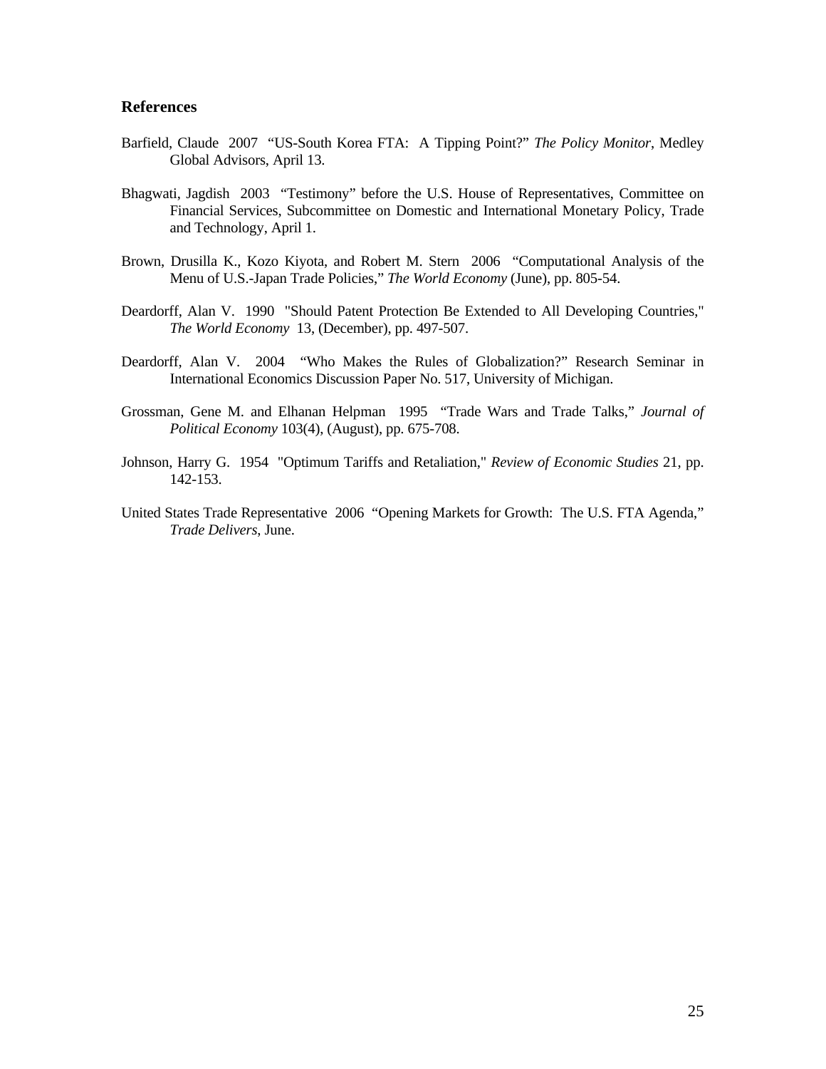## References

Barfield, Claude 2007 "US-South Korea FTA: A Tipping Point?" *The Policy Monitor*, Medley Global Advisors, April 13.

Bhagwati, Jagdish 2003 "Testimony" before the U.S. House of Representatives, Committee on Financial Services, Subcommittee on Domestic and International Monetary Policy, Trade and Technology, April 1.

Brown, Drusilla K., Kozo Kiyota, and Robert M. Stern 2006 "Computational Analysis of the Menu of U.S.-Japan Trade Policies," *The World Economy* (June), pp. 805-54.

Deardorff, Alan V. 1990 "Should Patent Protection Be Extended to All Developing Countries," *The World Economy* 13, (December), pp. 497-507.

Deardorff, Alan V. 2004 "Who Makes the Rules of Globalization?" Research Seminar in International Economics Discussion Paper No. 517, University of Michigan.

Grossman, Gene M. and Elhanan Helpman 1995 "Trade Wars and Trade Talks," *Journal of Political Economy* 103(4), (August), pp. 675-708.

Johnson, Harry G. 1954 "Optimum Tariffs and Retaliation," *Review of Economic Studies* 21, pp. 142-153.

United States Trade Representative 2006 "Opening Markets for Growth: The U.S. FTA Agenda," *Trade Delivers*, June.